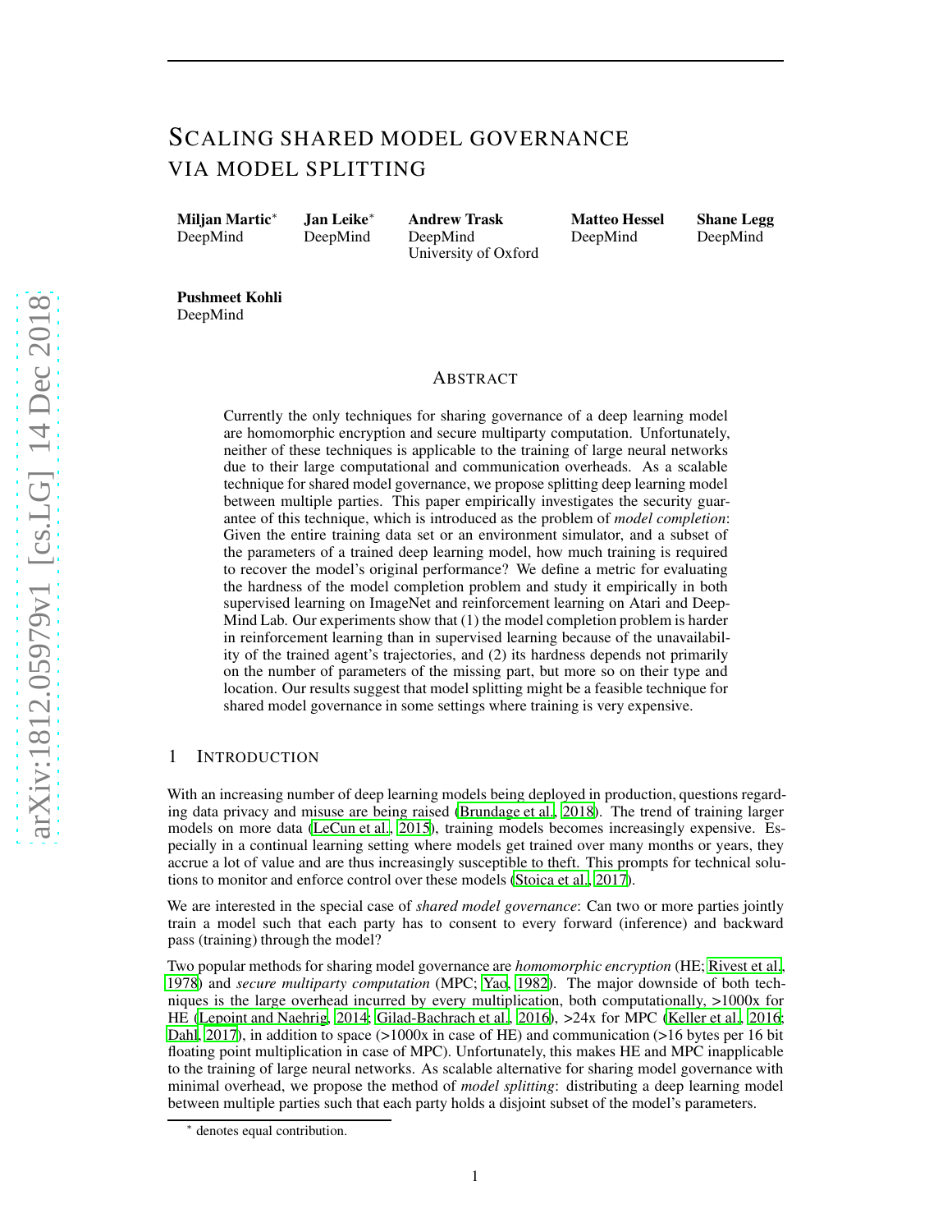# SCALING SHARED MODEL GOVERNANCE VIA MODEL SPLITTING

**Miljan Martic*** DeepMind
**Jan Leike*** DeepMind
**Andrew Trask** DeepMind, University of Oxford
**Matteo Hessel** DeepMind
**Shane Legg** DeepMind
**Pushmeet Kohli** DeepMind

## ABSTRACT

Currently the only techniques for sharing governance of a deep learning model are homomorphic encryption and secure multiparty computation. Unfortunately, neither of these techniques is applicable to the training of large neural networks due to their large computational and communication overheads. As a scalable technique for shared model governance, we propose splitting deep learning model between multiple parties. This paper empirically investigates the security guarantee of this technique, which is introduced as the problem of *model completion*: Given the entire training data set or an environment simulator, and a subset of the parameters of a trained deep learning model, how much training is required to recover the model's original performance? We define a metric for evaluating the hardness of the model completion problem and study it empirically in both supervised learning on ImageNet and reinforcement learning on Atari and DeepMind Lab. Our experiments show that (1) the model completion problem is harder in reinforcement learning than in supervised learning because of the unavailability of the trained agent's trajectories, and (2) its hardness depends not primarily on the number of parameters of the missing part, but more so on their type and location. Our results suggest that model splitting might be a feasible technique for shared model governance in some settings where training is very expensive.

## 1 INTRODUCTION

With an increasing number of deep learning models being deployed in production, questions regarding data privacy and misuse are being raised (Brundage et al., 2018). The trend of training larger models on more data (LeCun et al., 2015), training models becomes increasingly expensive. Especially in a continual learning setting where models get trained over many months or years, they accrue a lot of value and are thus increasingly susceptible to theft. This prompts for technical solutions to monitor and enforce control over these models (Stoica et al., 2017).

We are interested in the special case of *shared model governance*: Can two or more parties jointly train a model such that each party has to consent to every forward (inference) and backward pass (training) through the model?

Two popular methods for sharing model governance are *homomorphic encryption* (HE; Rivest et al., 1978) and *secure multiparty computation* (MPC; Yao, 1982). The major downside of both techniques is the large overhead incurred by every multiplication, both computationally, >1000x for HE (Lepoint and Naehrig, 2014; Gilad-Bachrach et al., 2016), >24x for MPC (Keller et al., 2016; Dahl, 2017), in addition to space (>1000x in case of HE) and communication (>16 bytes per 16 bit floating point multiplication in case of MPC). Unfortunately, this makes HE and MPC inapplicable to the training of large neural networks. As scalable alternative for sharing model governance with minimal overhead, we propose the method of *model splitting*: distributing a deep learning model between multiple parties such that each party holds a disjoint subset of the model's parameters.

* denotes equal contribution.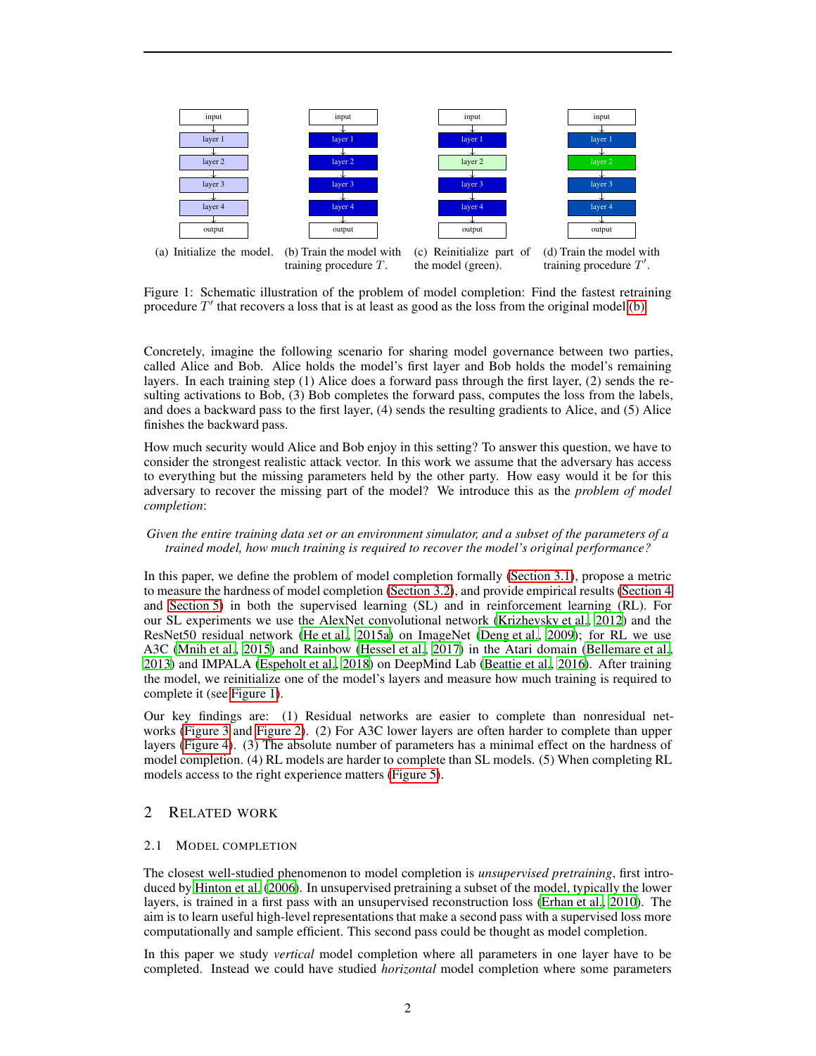input → layer 1 → layer 2 → layer 3 → layer 4 → output

(a) Initialize the model. (b) Train the model with training procedure $T$. (c) Reinitialize part of the model (green). (d) Train the model with training procedure $T'$.

Figure 1: Schematic illustration of the problem of model completion: Find the fastest retraining procedure $T'$ that recovers a loss that is at least as good as the loss from the original model (b).

Concretely, imagine the following scenario for sharing model governance between two parties, called Alice and Bob. Alice holds the model's first layer and Bob holds the model's remaining layers. In each training step (1) Alice does a forward pass through the first layer, (2) sends the resulting activations to Bob, (3) Bob completes the forward pass, computes the loss from the labels, and does a backward pass to the first layer, (4) sends the resulting gradients to Alice, and (5) Alice finishes the backward pass.

How much security would Alice and Bob enjoy in this setting? To answer this question, we have to consider the strongest realistic attack vector. In this work we assume that the adversary has access to everything but the missing parameters held by the other party. How easy would it be for this adversary to recover the missing part of the model? We introduce this as the *problem of model completion*:

*Given the entire training data set or an environment simulator, and a subset of the parameters of a trained model, how much training is required to recover the model's original performance?*

In this paper, we define the problem of model completion formally (Section 3.1), propose a metric to measure the hardness of model completion (Section 3.2), and provide empirical results (Section 4 and Section 5) in both the supervised learning (SL) and in reinforcement learning (RL). For our SL experiments we use the AlexNet convolutional network (Krizhevsky et al., 2012) and the ResNet50 residual network (He et al., 2015a) on ImageNet (Deng et al., 2009); for RL we use A3C (Mnih et al., 2015) and Rainbow (Hessel et al., 2017) in the Atari domain (Bellemare et al., 2013) and IMPALA (Espeholt et al., 2018) on DeepMind Lab (Beattie et al., 2016). After training the model, we reinitialize one of the model's layers and measure how much training is required to complete it (see Figure 1).

Our key findings are: (1) Residual networks are easier to complete than nonresidual networks (Figure 3 and Figure 2). (2) For A3C lower layers are often harder to complete than upper layers (Figure 4). (3) The absolute number of parameters has a minimal effect on the hardness of model completion. (4) RL models are harder to complete than SL models. (5) When completing RL models access to the right experience matters (Figure 5).

## 2 Related work

### 2.1 Model completion

The closest well-studied phenomenon to model completion is *unsupervised pretraining*, first introduced by Hinton et al. (2006). In unsupervised pretraining a subset of the model, typically the lower layers, is trained in a first pass with an unsupervised reconstruction loss (Erhan et al., 2010). The aim is to learn useful high-level representations that make a second pass with a supervised loss more computationally and sample efficient. This second pass could be thought as model completion.

In this paper we study *vertical* model completion where all parameters in one layer have to be completed. Instead we could have studied *horizontal* model completion where some parameters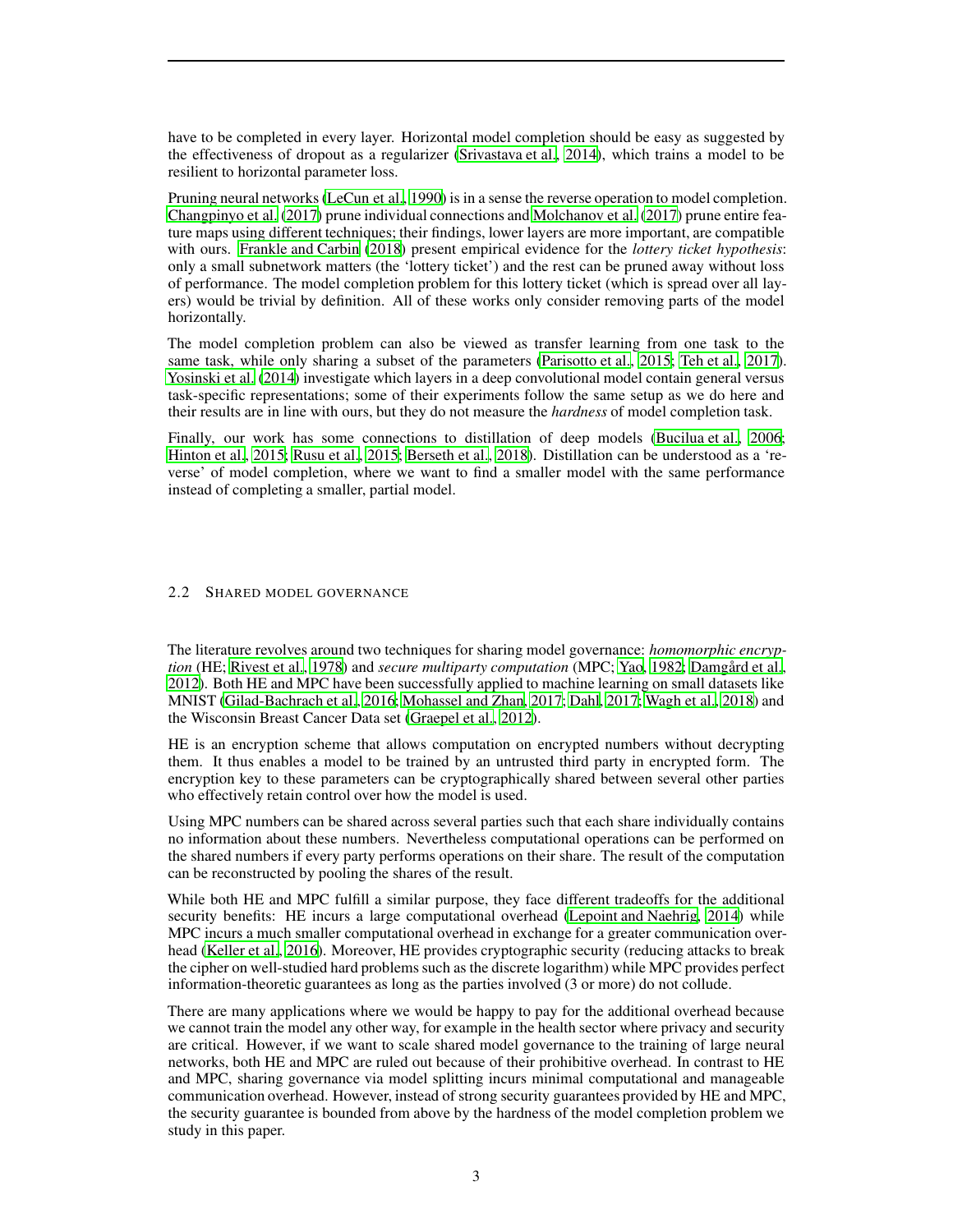have to be completed in every layer. Horizontal model completion should be easy as suggested by the effectiveness of dropout as a regularizer (Srivastava et al., 2014), which trains a model to be resilient to horizontal parameter loss.

Pruning neural networks (LeCun et al., 1990) is in a sense the reverse operation to model completion. Changpinyo et al. (2017) prune individual connections and Molchanov et al. (2017) prune entire feature maps using different techniques; their findings, lower layers are more important, are compatible with ours. Frankle and Carbin (2018) present empirical evidence for the *lottery ticket hypothesis*: only a small subnetwork matters (the 'lottery ticket') and the rest can be pruned away without loss of performance. The model completion problem for this lottery ticket (which is spread over all layers) would be trivial by definition. All of these works only consider removing parts of the model horizontally.

The model completion problem can also be viewed as transfer learning from one task to the same task, while only sharing a subset of the parameters (Parisotto et al., 2015; Teh et al., 2017). Yosinski et al. (2014) investigate which layers in a deep convolutional model contain general versus task-specific representations; some of their experiments follow the same setup as we do here and their results are in line with ours, but they do not measure the *hardness* of model completion task.

Finally, our work has some connections to distillation of deep models (Bucilua et al., 2006; Hinton et al., 2015; Rusu et al., 2015; Berseth et al., 2018). Distillation can be understood as a 'reverse' of model completion, where we want to find a smaller model with the same performance instead of completing a smaller, partial model.

### 2.2 Shared model governance

The literature revolves around two techniques for sharing model governance: *homomorphic encryption* (HE; Rivest et al., 1978) and *secure multiparty computation* (MPC; Yao, 1982; Damgård et al., 2012). Both HE and MPC have been successfully applied to machine learning on small datasets like MNIST (Gilad-Bachrach et al., 2016; Mohassel and Zhan, 2017; Dahl, 2017; Wagh et al., 2018) and the Wisconsin Breast Cancer Data set (Graepel et al., 2012).

HE is an encryption scheme that allows computation on encrypted numbers without decrypting them. It thus enables a model to be trained by an untrusted third party in encrypted form. The encryption key to these parameters can be cryptographically shared between several other parties who effectively retain control over how the model is used.

Using MPC numbers can be shared across several parties such that each share individually contains no information about these numbers. Nevertheless computational operations can be performed on the shared numbers if every party performs operations on their share. The result of the computation can be reconstructed by pooling the shares of the result.

While both HE and MPC fulfill a similar purpose, they face different tradeoffs for the additional security benefits: HE incurs a large computational overhead (Lepoint and Naehrig, 2014) while MPC incurs a much smaller computational overhead in exchange for a greater communication overhead (Keller et al., 2016). Moreover, HE provides cryptographic security (reducing attacks to break the cipher on well-studied hard problems such as the discrete logarithm) while MPC provides perfect information-theoretic guarantees as long as the parties involved (3 or more) do not collude.

There are many applications where we would be happy to pay for the additional overhead because we cannot train the model any other way, for example in the health sector where privacy and security are critical. However, if we want to scale shared model governance to the training of large neural networks, both HE and MPC are ruled out because of their prohibitive overhead. In contrast to HE and MPC, sharing governance via model splitting incurs minimal computational and manageable communication overhead. However, instead of strong security guarantees provided by HE and MPC, the security guarantee is bounded from above by the hardness of the model completion problem we study in this paper.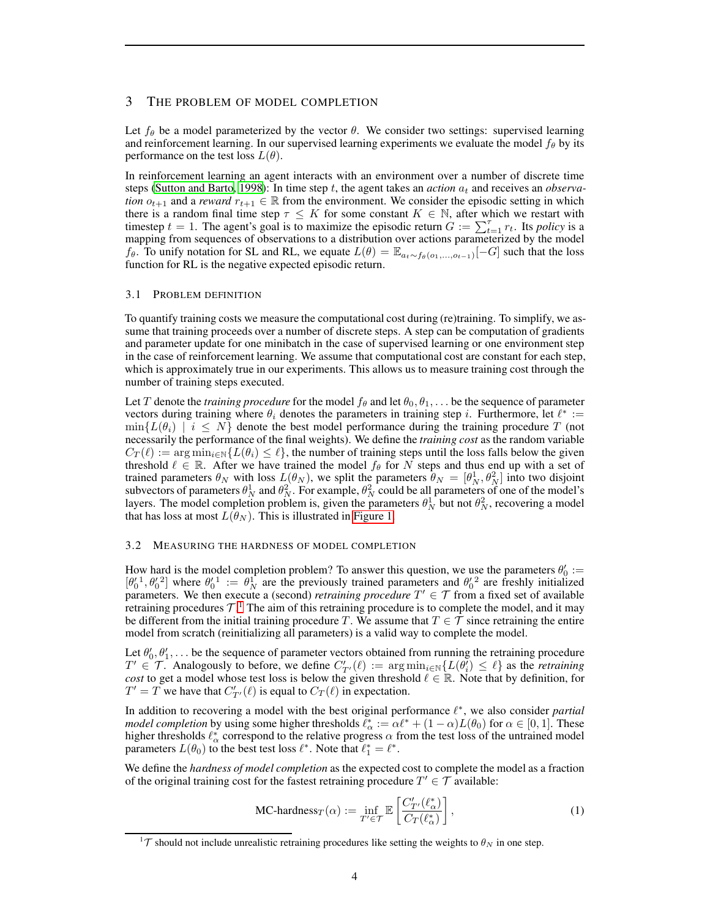## 3 THE PROBLEM OF MODEL COMPLETION

Let $f_\theta$ be a model parameterized by the vector $\theta$. We consider two settings: supervised learning and reinforcement learning. In our supervised learning experiments we evaluate the model $f_\theta$ by its performance on the test loss $L(\theta)$.

In reinforcement learning an agent interacts with an environment over a number of discrete time steps (Sutton and Barto, 1998): In time step $t$, the agent takes an *action* $a_t$ and receives an *observation* $o_{t+1}$ and a *reward* $r_{t+1} \in \mathbb{R}$ from the environment. We consider the episodic setting in which there is a random final time step $\tau \leq K$ for some constant $K \in \mathbb{N}$, after which we restart with timestep $t = 1$. The agent's goal is to maximize the episodic return $G := \sum_{t=1}^{\tau} r_t$. Its *policy* is a mapping from sequences of observations to a distribution over actions parameterized by the model $f_\theta$. To unify notation for SL and RL, we equate $L(\theta) = \mathbb{E}_{a_t \sim f_\theta(o_1,\ldots,o_{t-1})}[-G]$ such that the loss function for RL is the negative expected episodic return.

### 3.1 PROBLEM DEFINITION

To quantify training costs we measure the computational cost during (re)training. To simplify, we assume that training proceeds over a number of discrete steps. A step can be computation of gradients and parameter update for one minibatch in the case of supervised learning or one environment step in the case of reinforcement learning. We assume that computational cost are constant for each step, which is approximately true in our experiments. This allows us to measure training cost through the number of training steps executed.

Let $T$ denote the *training procedure* for the model $f_\theta$ and let $\theta_0, \theta_1, \ldots$ be the sequence of parameter vectors during training where $\theta_i$ denotes the parameters in training step $i$. Furthermore, let $\ell^* := \min\{L(\theta_i) \mid i \leq N\}$ denote the best model performance during the training procedure $T$ (not necessarily the performance of the final weights). We define the *training cost* as the random variable $C_T(\ell) := \arg\min_{i \in \mathbb{N}}\{L(\theta_i) \leq \ell\}$, the number of training steps until the loss falls below the given threshold $\ell \in \mathbb{R}$. After we have trained the model $f_\theta$ for $N$ steps and thus end up with a set of trained parameters $\theta_N$ with loss $L(\theta_N)$, we split the parameters $\theta_N = [\theta_N^1, \theta_N^2]$ into two disjoint subvectors of parameters $\theta_N^1$ and $\theta_N^2$. For example, $\theta_N^2$ could be all parameters of one of the model's layers. The model completion problem is, given the parameters $\theta_N^1$ but not $\theta_N^2$, recovering a model that has loss at most $L(\theta_N)$. This is illustrated in Figure 1.

### 3.2 MEASURING THE HARDNESS OF MODEL COMPLETION

How hard is the model completion problem? To answer this question, we use the parameters $\theta'_0 := [\theta'^1_0, \theta'^2_0]$ where $\theta'^1_0 := \theta_N^1$ are the previously trained parameters and $\theta'^2_0$ are freshly initialized parameters. We then execute a (second) *retraining procedure* $T' \in \mathcal{T}$ from a fixed set of available retraining procedures $\mathcal{T}$.[1] The aim of this retraining procedure is to complete the model, and it may be different from the initial training procedure $T$. We assume that $T \in \mathcal{T}$ since retraining the entire model from scratch (reinitializing all parameters) is a valid way to complete the model.

Let $\theta'_0, \theta'_1, \ldots$ be the sequence of parameter vectors obtained from running the retraining procedure $T' \in \mathcal{T}$. Analogously to before, we define $C'_{T'}(\ell) := \arg\min_{i \in \mathbb{N}}\{L(\theta'_i) \leq \ell\}$ as the *retraining cost* to get a model whose test loss is below the given threshold $\ell \in \mathbb{R}$. Note that by definition, for $T' = T$ we have that $C'_{T'}(\ell)$ is equal to $C_T(\ell)$ in expectation.

In addition to recovering a model with the best original performance $\ell^*$, we also consider *partial model completion* by using some higher thresholds $\ell^*_\alpha := \alpha\ell^* + (1-\alpha)L(\theta_0)$ for $\alpha \in [0, 1]$. These higher thresholds $\ell^*_\alpha$ correspond to the relative progress $\alpha$ from the test loss of the untrained model parameters $L(\theta_0)$ to the best test loss $\ell^*$. Note that $\ell^*_1 = \ell^*$.

We define the *hardness of model completion* as the expected cost to complete the model as a fraction of the original training cost for the fastest retraining procedure $T' \in \mathcal{T}$ available:

$$\text{MC-hardness}_T(\alpha) := \inf_{T' \in \mathcal{T}} \mathbb{E}\left[\frac{C'_{T'}(\ell^*_\alpha)}{C_T(\ell^*_\alpha)}\right], \tag{1}$$

[1] $\mathcal{T}$ should not include unrealistic retraining procedures like setting the weights to $\theta_N$ in one step.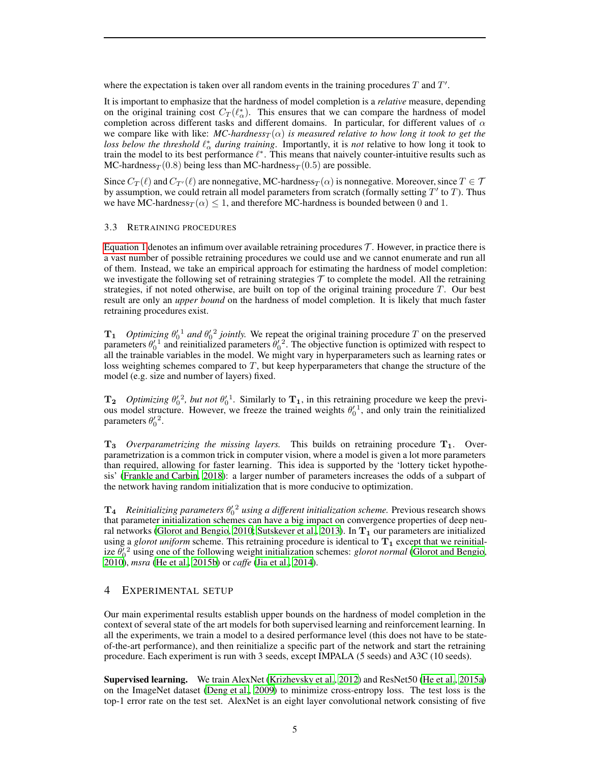where the expectation is taken over all random events in the training procedures $T$ and $T'$.

It is important to emphasize that the hardness of model completion is a *relative* measure, depending on the original training cost $C_T(\ell^*_\alpha)$. This ensures that we can compare the hardness of model completion across different tasks and different domains. In particular, for different values of $\alpha$ we compare like with like: *MC-hardness*$_T(\alpha)$ *is measured relative to how long it took to get the loss below the threshold* $\ell^*_\alpha$ *during training*. Importantly, it is *not* relative to how long it took to train the model to its best performance $\ell^*$. This means that naively counter-intuitive results such as MC-hardness$_T(0.8)$ being less than MC-hardness$_T(0.5)$ are possible.

Since $C_T(\ell)$ and $C_{T'}(\ell)$ are nonnegative, MC-hardness$_T(\alpha)$ is nonnegative. Moreover, since $T \in \mathcal{T}$ by assumption, we could retrain all model parameters from scratch (formally setting $T'$ to $T$). Thus we have MC-hardness$_T(\alpha) \leq 1$, and therefore MC-hardness is bounded between 0 and 1.

### 3.3 Retraining procedures

Equation 1 denotes an infimum over available retraining procedures $\mathcal{T}$. However, in practice there is a vast number of possible retraining procedures we could use and we cannot enumerate and run all of them. Instead, we take an empirical approach for estimating the hardness of model completion: we investigate the following set of retraining strategies $\mathcal{T}$ to complete the model. All the retraining strategies, if not noted otherwise, are built on top of the original training procedure $T$. Our best result are only an *upper bound* on the hardness of model completion. It is likely that much faster retraining procedures exist.

$\mathbf{T_1}$ *Optimizing* $\theta_0'^1$ *and* $\theta_0'^2$ *jointly.* We repeat the original training procedure $T$ on the preserved parameters $\theta_0'^1$ and reinitialized parameters $\theta_0'^2$. The objective function is optimized with respect to all the trainable variables in the model. We might vary in hyperparameters such as learning rates or loss weighting schemes compared to $T$, but keep hyperparameters that change the structure of the model (e.g. size and number of layers) fixed.

$\mathbf{T_2}$ *Optimizing* $\theta_0'^2$*, but not* $\theta_0'^1$. Similarly to $\mathbf{T_1}$, in this retraining procedure we keep the previous model structure. However, we freeze the trained weights $\theta_0'^1$, and only train the reinitialized parameters $\theta_0'^2$.

$\mathbf{T_3}$ *Overparametrizing the missing layers.* This builds on retraining procedure $\mathbf{T_1}$. Overparametrization is a common trick in computer vision, where a model is given a lot more parameters than required, allowing for faster learning. This idea is supported by the 'lottery ticket hypothesis' (Frankle and Carbin, 2018): a larger number of parameters increases the odds of a subpart of the network having random initialization that is more conducive to optimization.

$\mathbf{T_4}$ *Reinitializing parameters* $\theta_0'^2$ *using a different initialization scheme.* Previous research shows that parameter initialization schemes can have a big impact on convergence properties of deep neural networks (Glorot and Bengio, 2010; Sutskever et al., 2013). In $\mathbf{T_1}$ our parameters are initialized using a *glorot uniform* scheme. This retraining procedure is identical to $\mathbf{T_1}$ except that we reinitialize $\theta_0'^2$ using one of the following weight initialization schemes: *glorot normal* (Glorot and Bengio, 2010), *msra* (He et al., 2015b) or *caffe* (Jia et al., 2014).

## 4 Experimental setup

Our main experimental results establish upper bounds on the hardness of model completion in the context of several state of the art models for both supervised learning and reinforcement learning. In all the experiments, we train a model to a desired performance level (this does not have to be state-of-the-art performance), and then reinitialize a specific part of the network and start the retraining procedure. Each experiment is run with 3 seeds, except IMPALA (5 seeds) and A3C (10 seeds).

**Supervised learning.** We train AlexNet (Krizhevsky et al., 2012) and ResNet50 (He et al., 2015a) on the ImageNet dataset (Deng et al., 2009) to minimize cross-entropy loss. The test loss is the top-1 error rate on the test set. AlexNet is an eight layer convolutional network consisting of five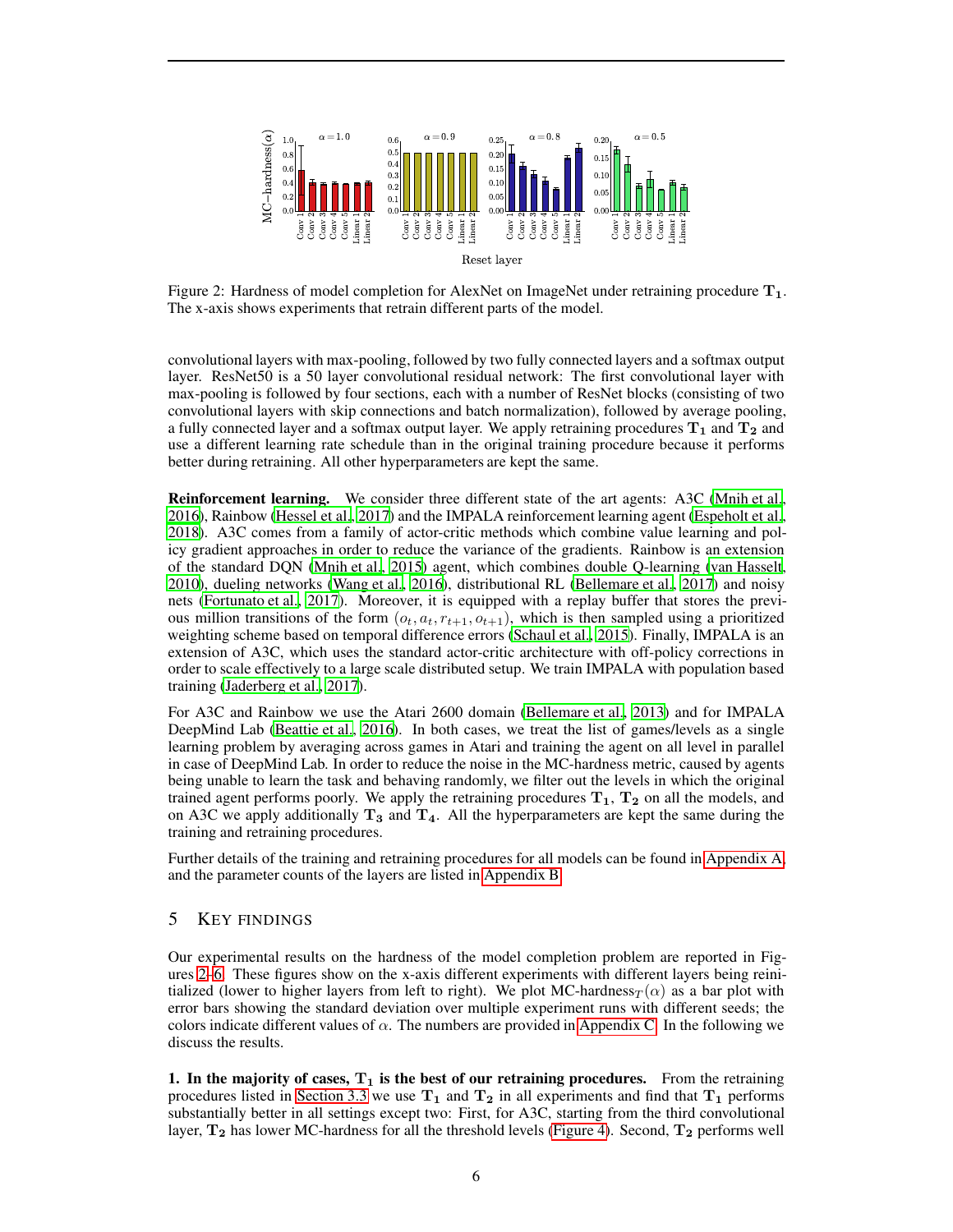Figure 2: Hardness of model completion for AlexNet on ImageNet under retraining procedure $\mathbf{T_1}$. The x-axis shows experiments that retrain different parts of the model.

convolutional layers with max-pooling, followed by two fully connected layers and a softmax output layer. ResNet50 is a 50 layer convolutional residual network: The first convolutional layer with max-pooling is followed by four sections, each with a number of ResNet blocks (consisting of two convolutional layers with skip connections and batch normalization), followed by average pooling, a fully connected layer and a softmax output layer. We apply retraining procedures $\mathbf{T_1}$ and $\mathbf{T_2}$ and use a different learning rate schedule than in the original training procedure because it performs better during retraining. All other hyperparameters are kept the same.

**Reinforcement learning.** We consider three different state of the art agents: A3C (Mnih et al., 2016), Rainbow (Hessel et al., 2017) and the IMPALA reinforcement learning agent (Espeholt et al., 2018). A3C comes from a family of actor-critic methods which combine value learning and policy gradient approaches in order to reduce the variance of the gradients. Rainbow is an extension of the standard DQN (Mnih et al., 2015) agent, which combines double Q-learning (van Hasselt, 2010), dueling networks (Wang et al., 2016), distributional RL (Bellemare et al., 2017) and noisy nets (Fortunato et al., 2017). Moreover, it is equipped with a replay buffer that stores the previous million transitions of the form $(o_t, a_t, r_{t+1}, o_{t+1})$, which is then sampled using a prioritized weighting scheme based on temporal difference errors (Schaul et al., 2015). Finally, IMPALA is an extension of A3C, which uses the standard actor-critic architecture with off-policy corrections in order to scale effectively to a large scale distributed setup. We train IMPALA with population based training (Jaderberg et al., 2017).

For A3C and Rainbow we use the Atari 2600 domain (Bellemare et al., 2013) and for IMPALA DeepMind Lab (Beattie et al., 2016). In both cases, we treat the list of games/levels as a single learning problem by averaging across games in Atari and training the agent on all level in parallel in case of DeepMind Lab. In order to reduce the noise in the MC-hardness metric, caused by agents being unable to learn the task and behaving randomly, we filter out the levels in which the original trained agent performs poorly. We apply the retraining procedures $\mathbf{T_1}$, $\mathbf{T_2}$ on all the models, and on A3C we apply additionally $\mathbf{T_3}$ and $\mathbf{T_4}$. All the hyperparameters are kept the same during the training and retraining procedures.

Further details of the training and retraining procedures for all models can be found in Appendix A, and the parameter counts of the layers are listed in Appendix B.

## 5 Key findings

Our experimental results on the hardness of the model completion problem are reported in Figures 2–6. These figures show on the x-axis different experiments with different layers being reinitialized (lower to higher layers from left to right). We plot MC-hardness$_T(\alpha)$ as a bar plot with error bars showing the standard deviation over multiple experiment runs with different seeds; the colors indicate different values of $\alpha$. The numbers are provided in Appendix C. In the following we discuss the results.

**1. In the majority of cases, $\mathbf{T_1}$ is the best of our retraining procedures.** From the retraining procedures listed in Section 3.3 we use $\mathbf{T_1}$ and $\mathbf{T_2}$ in all experiments and find that $\mathbf{T_1}$ performs substantially better in all settings except two: First, for A3C, starting from the third convolutional layer, $\mathbf{T_2}$ has lower MC-hardness for all the threshold levels (Figure 4). Second, $\mathbf{T_2}$ performs well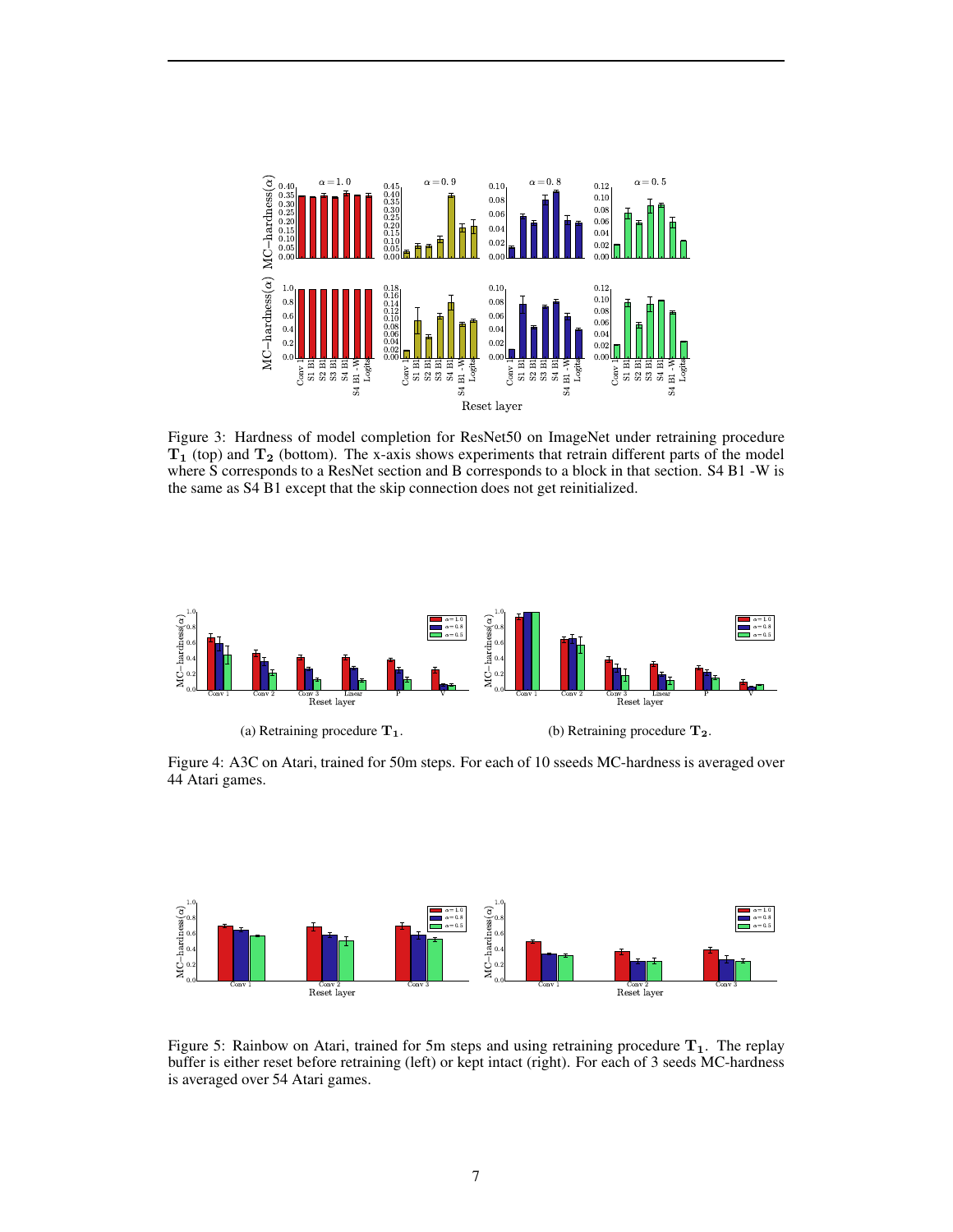Figure 3: Hardness of model completion for ResNet50 on ImageNet under retraining procedure $\mathbf{T_1}$ (top) and $\mathbf{T_2}$ (bottom). The x-axis shows experiments that retrain different parts of the model where S corresponds to a ResNet section and B corresponds to a block in that section. S4 B1 -W is the same as S4 B1 except that the skip connection does not get reinitialized.

(a) Retraining procedure $\mathbf{T_1}$.

(b) Retraining procedure $\mathbf{T_2}$.

Figure 4: A3C on Atari, trained for 50m steps. For each of 10 sseeds MC-hardness is averaged over 44 Atari games.

Figure 5: Rainbow on Atari, trained for 5m steps and using retraining procedure $\mathbf{T_1}$. The replay buffer is either reset before retraining (left) or kept intact (right). For each of 3 seeds MC-hardness is averaged over 54 Atari games.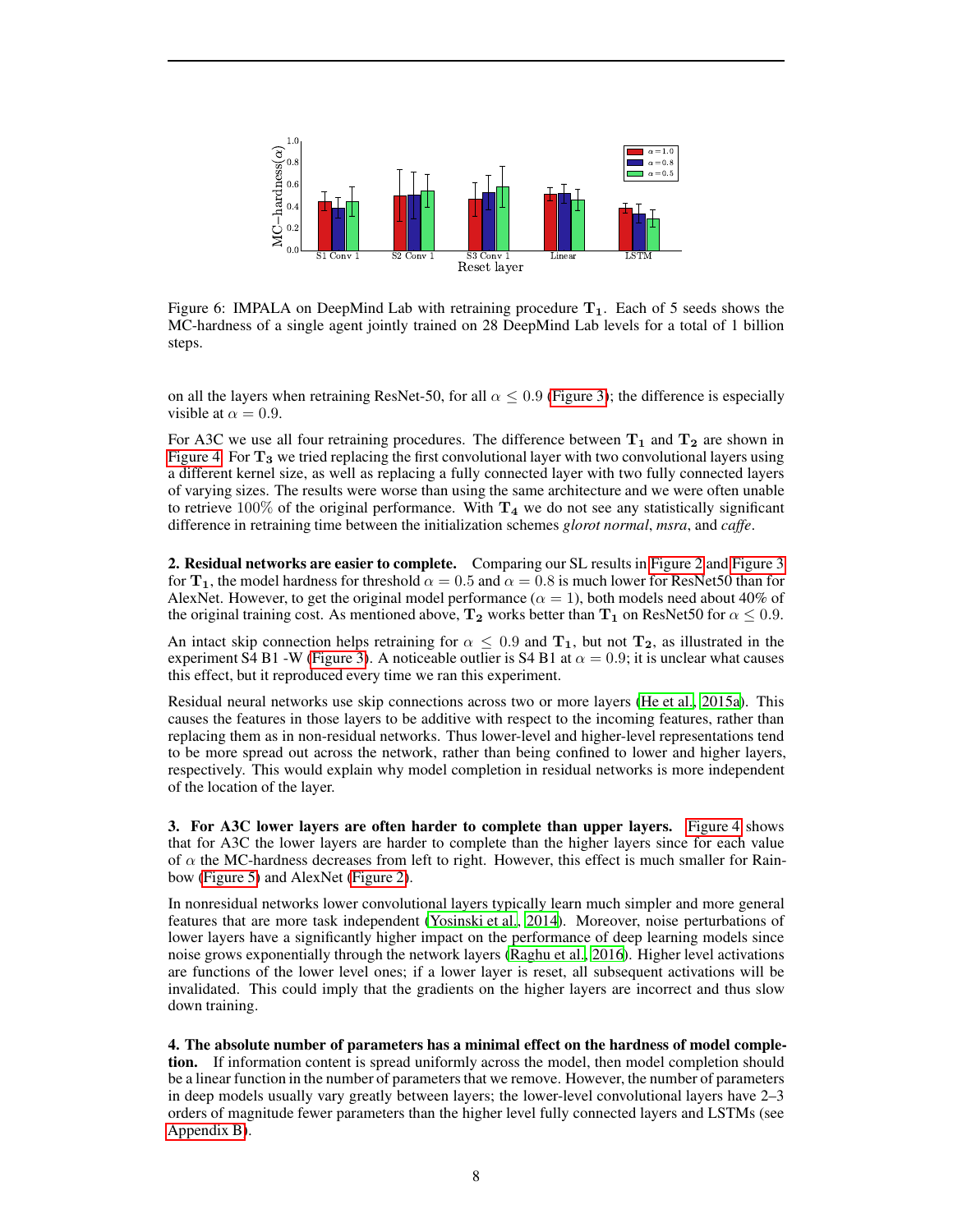Figure 6: IMPALA on DeepMind Lab with retraining procedure $\mathbf{T_1}$. Each of 5 seeds shows the MC-hardness of a single agent jointly trained on 28 DeepMind Lab levels for a total of 1 billion steps.

on all the layers when retraining ResNet-50, for all $\alpha \leq 0.9$ (Figure 3); the difference is especially visible at $\alpha = 0.9$.

For A3C we use all four retraining procedures. The difference between $\mathbf{T_1}$ and $\mathbf{T_2}$ are shown in Figure 4. For $\mathbf{T_3}$ we tried replacing the first convolutional layer with two convolutional layers using a different kernel size, as well as replacing a fully connected layer with two fully connected layers of varying sizes. The results were worse than using the same architecture and we were often unable to retrieve 100% of the original performance. With $\mathbf{T_4}$ we do not see any statistically significant difference in retraining time between the initialization schemes *glorot normal*, *msra*, and *caffe*.

**2. Residual networks are easier to complete.** Comparing our SL results in Figure 2 and Figure 3 for $\mathbf{T_1}$, the model hardness for threshold $\alpha = 0.5$ and $\alpha = 0.8$ is much lower for ResNet50 than for AlexNet. However, to get the original model performance ($\alpha = 1$), both models need about 40% of the original training cost. As mentioned above, $\mathbf{T_2}$ works better than $\mathbf{T_1}$ on ResNet50 for $\alpha \leq 0.9$.

An intact skip connection helps retraining for $\alpha \leq 0.9$ and $\mathbf{T_1}$, but not $\mathbf{T_2}$, as illustrated in the experiment S4 B1 -W (Figure 3). A noticeable outlier is S4 B1 at $\alpha = 0.9$; it is unclear what causes this effect, but it reproduced every time we ran this experiment.

Residual neural networks use skip connections across two or more layers (He et al., 2015a). This causes the features in those layers to be additive with respect to the incoming features, rather than replacing them as in non-residual networks. Thus lower-level and higher-level representations tend to be more spread out across the network, rather than being confined to lower and higher layers, respectively. This would explain why model completion in residual networks is more independent of the location of the layer.

**3. For A3C lower layers are often harder to complete than upper layers.** Figure 4 shows that for A3C the lower layers are harder to complete than the higher layers since for each value of $\alpha$ the MC-hardness decreases from left to right. However, this effect is much smaller for Rainbow (Figure 5) and AlexNet (Figure 2).

In nonresidual networks lower convolutional layers typically learn much simpler and more general features that are more task independent (Yosinski et al., 2014). Moreover, noise perturbations of lower layers have a significantly higher impact on the performance of deep learning models since noise grows exponentially through the network layers (Raghu et al., 2016). Higher level activations are functions of the lower level ones; if a lower layer is reset, all subsequent activations will be invalidated. This could imply that the gradients on the higher layers are incorrect and thus slow down training.

**4. The absolute number of parameters has a minimal effect on the hardness of model completion.** If information content is spread uniformly across the model, then model completion should be a linear function in the number of parameters that we remove. However, the number of parameters in deep models usually vary greatly between layers; the lower-level convolutional layers have 2–3 orders of magnitude fewer parameters than the higher level fully connected layers and LSTMs (see Appendix B).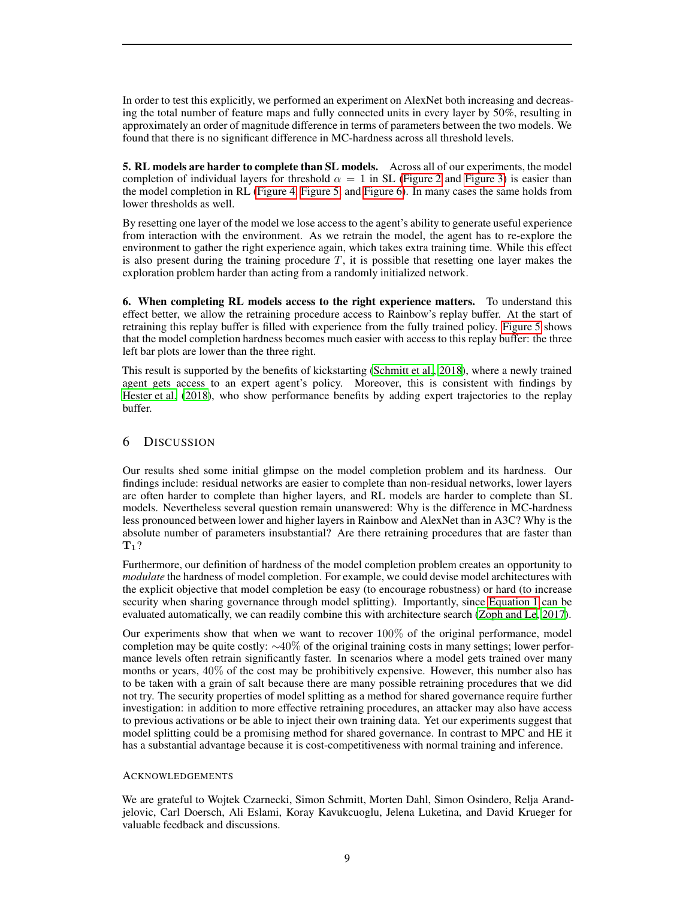In order to test this explicitly, we performed an experiment on AlexNet both increasing and decreasing the total number of feature maps and fully connected units in every layer by 50%, resulting in approximately an order of magnitude difference in terms of parameters between the two models. We found that there is no significant difference in MC-hardness across all threshold levels.

**5. RL models are harder to complete than SL models.** Across all of our experiments, the model completion of individual layers for threshold $\alpha = 1$ in SL (Figure 2 and Figure 3) is easier than the model completion in RL (Figure 4, Figure 5, and Figure 6). In many cases the same holds from lower thresholds as well.

By resetting one layer of the model we lose access to the agent's ability to generate useful experience from interaction with the environment. As we retrain the model, the agent has to re-explore the environment to gather the right experience again, which takes extra training time. While this effect is also present during the training procedure $T$, it is possible that resetting one layer makes the exploration problem harder than acting from a randomly initialized network.

**6. When completing RL models access to the right experience matters.** To understand this effect better, we allow the retraining procedure access to Rainbow's replay buffer. At the start of retraining this replay buffer is filled with experience from the fully trained policy. Figure 5 shows that the model completion hardness becomes much easier with access to this replay buffer: the three left bar plots are lower than the three right.

This result is supported by the benefits of kickstarting (Schmitt et al., 2018), where a newly trained agent gets access to an expert agent's policy. Moreover, this is consistent with findings by Hester et al. (2018), who show performance benefits by adding expert trajectories to the replay buffer.

## 6 Discussion

Our results shed some initial glimpse on the model completion problem and its hardness. Our findings include: residual networks are easier to complete than non-residual networks, lower layers are often harder to complete than higher layers, and RL models are harder to complete than SL models. Nevertheless several question remain unanswered: Why is the difference in MC-hardness less pronounced between lower and higher layers in Rainbow and AlexNet than in A3C? Why is the absolute number of parameters insubstantial? Are there retraining procedures that are faster than $\mathbf{T_1}$?

Furthermore, our definition of hardness of the model completion problem creates an opportunity to *modulate* the hardness of model completion. For example, we could devise model architectures with the explicit objective that model completion be easy (to encourage robustness) or hard (to increase security when sharing governance through model splitting). Importantly, since Equation 1 can be evaluated automatically, we can readily combine this with architecture search (Zoph and Le, 2017).

Our experiments show that when we want to recover $100\%$ of the original performance, model completion may be quite costly: $\sim 40\%$ of the original training costs in many settings; lower performance levels often retrain significantly faster. In scenarios where a model gets trained over many months or years, $40\%$ of the cost may be prohibitively expensive. However, this number also has to be taken with a grain of salt because there are many possible retraining procedures that we did not try. The security properties of model splitting as a method for shared governance require further investigation: in addition to more effective retraining procedures, an attacker may also have access to previous activations or be able to inject their own training data. Yet our experiments suggest that model splitting could be a promising method for shared governance. In contrast to MPC and HE it has a substantial advantage because it is cost-competitiveness with normal training and inference.

### Acknowledgements

We are grateful to Wojtek Czarnecki, Simon Schmitt, Morten Dahl, Simon Osindero, Relja Arandjelovic, Carl Doersch, Ali Eslami, Koray Kavukcuoglu, Jelena Luketina, and David Krueger for valuable feedback and discussions.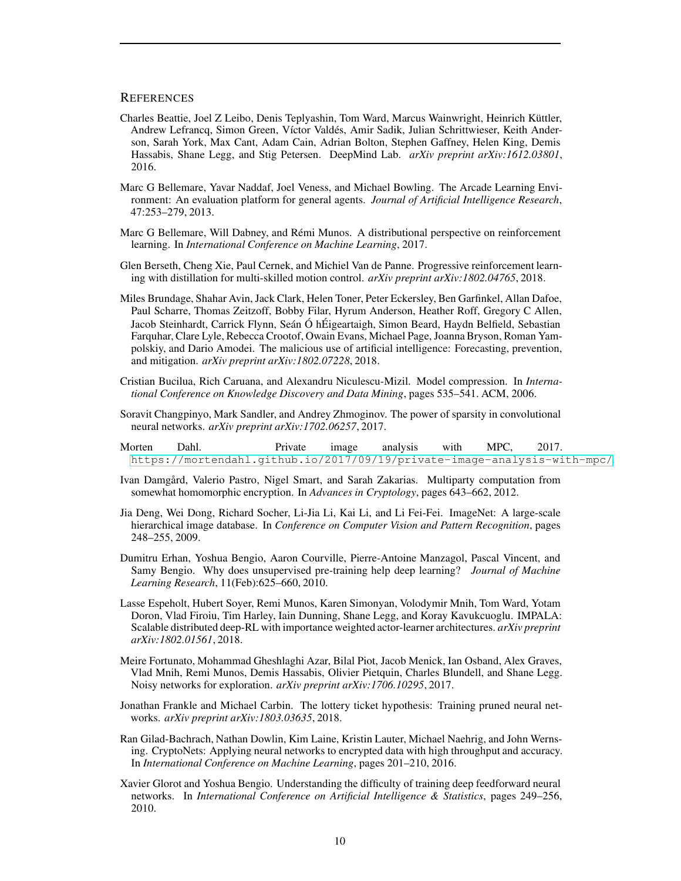# REFERENCES

Charles Beattie, Joel Z Leibo, Denis Teplyashin, Tom Ward, Marcus Wainwright, Heinrich Küttler, Andrew Lefrancq, Simon Green, Víctor Valdés, Amir Sadik, Julian Schrittwieser, Keith Anderson, Sarah York, Max Cant, Adam Cain, Adrian Bolton, Stephen Gaffney, Helen King, Demis Hassabis, Shane Legg, and Stig Petersen. DeepMind Lab. *arXiv preprint arXiv:1612.03801*, 2016.

Marc G Bellemare, Yavar Naddaf, Joel Veness, and Michael Bowling. The Arcade Learning Environment: An evaluation platform for general agents. *Journal of Artificial Intelligence Research*, 47:253–279, 2013.

Marc G Bellemare, Will Dabney, and Rémi Munos. A distributional perspective on reinforcement learning. In *International Conference on Machine Learning*, 2017.

Glen Berseth, Cheng Xie, Paul Cernek, and Michiel Van de Panne. Progressive reinforcement learning with distillation for multi-skilled motion control. *arXiv preprint arXiv:1802.04765*, 2018.

Miles Brundage, Shahar Avin, Jack Clark, Helen Toner, Peter Eckersley, Ben Garfinkel, Allan Dafoe, Paul Scharre, Thomas Zeitzoff, Bobby Filar, Hyrum Anderson, Heather Roff, Gregory C Allen, Jacob Steinhardt, Carrick Flynn, Seán Ó hÉigeartaigh, Simon Beard, Haydn Belfield, Sebastian Farquhar, Clare Lyle, Rebecca Crootof, Owain Evans, Michael Page, Joanna Bryson, Roman Yampolskiy, and Dario Amodei. The malicious use of artificial intelligence: Forecasting, prevention, and mitigation. *arXiv preprint arXiv:1802.07228*, 2018.

Cristian Bucilua, Rich Caruana, and Alexandru Niculescu-Mizil. Model compression. In *International Conference on Knowledge Discovery and Data Mining*, pages 535–541. ACM, 2006.

Soravit Changpinyo, Mark Sandler, and Andrey Zhmoginov. The power of sparsity in convolutional neural networks. *arXiv preprint arXiv:1702.06257*, 2017.

Morten Dahl. Private image analysis with MPC, 2017. https://mortendahl.github.io/2017/09/19/private-image-analysis-with-mpc/.

Ivan Damgård, Valerio Pastro, Nigel Smart, and Sarah Zakarias. Multiparty computation from somewhat homomorphic encryption. In *Advances in Cryptology*, pages 643–662, 2012.

Jia Deng, Wei Dong, Richard Socher, Li-Jia Li, Kai Li, and Li Fei-Fei. ImageNet: A large-scale hierarchical image database. In *Conference on Computer Vision and Pattern Recognition*, pages 248–255, 2009.

Dumitru Erhan, Yoshua Bengio, Aaron Courville, Pierre-Antoine Manzagol, Pascal Vincent, and Samy Bengio. Why does unsupervised pre-training help deep learning? *Journal of Machine Learning Research*, 11(Feb):625–660, 2010.

Lasse Espeholt, Hubert Soyer, Remi Munos, Karen Simonyan, Volodymir Mnih, Tom Ward, Yotam Doron, Vlad Firoiu, Tim Harley, Iain Dunning, Shane Legg, and Koray Kavukcuoglu. IMPALA: Scalable distributed deep-RL with importance weighted actor-learner architectures. *arXiv preprint arXiv:1802.01561*, 2018.

Meire Fortunato, Mohammad Gheshlaghi Azar, Bilal Piot, Jacob Menick, Ian Osband, Alex Graves, Vlad Mnih, Remi Munos, Demis Hassabis, Olivier Pietquin, Charles Blundell, and Shane Legg. Noisy networks for exploration. *arXiv preprint arXiv:1706.10295*, 2017.

Jonathan Frankle and Michael Carbin. The lottery ticket hypothesis: Training pruned neural networks. *arXiv preprint arXiv:1803.03635*, 2018.

Ran Gilad-Bachrach, Nathan Dowlin, Kim Laine, Kristin Lauter, Michael Naehrig, and John Wernsing. CryptoNets: Applying neural networks to encrypted data with high throughput and accuracy. In *International Conference on Machine Learning*, pages 201–210, 2016.

Xavier Glorot and Yoshua Bengio. Understanding the difficulty of training deep feedforward neural networks. In *International Conference on Artificial Intelligence & Statistics*, pages 249–256, 2010.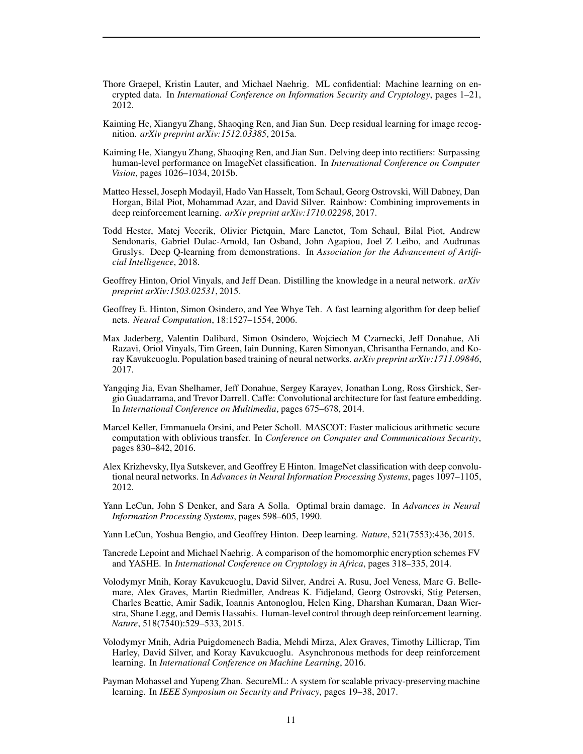Thore Graepel, Kristin Lauter, and Michael Naehrig. ML confidential: Machine learning on encrypted data. In *International Conference on Information Security and Cryptology*, pages 1–21, 2012.

Kaiming He, Xiangyu Zhang, Shaoqing Ren, and Jian Sun. Deep residual learning for image recognition. *arXiv preprint arXiv:1512.03385*, 2015a.

Kaiming He, Xiangyu Zhang, Shaoqing Ren, and Jian Sun. Delving deep into rectifiers: Surpassing human-level performance on ImageNet classification. In *International Conference on Computer Vision*, pages 1026–1034, 2015b.

Matteo Hessel, Joseph Modayil, Hado Van Hasselt, Tom Schaul, Georg Ostrovski, Will Dabney, Dan Horgan, Bilal Piot, Mohammad Azar, and David Silver. Rainbow: Combining improvements in deep reinforcement learning. *arXiv preprint arXiv:1710.02298*, 2017.

Todd Hester, Matej Vecerik, Olivier Pietquin, Marc Lanctot, Tom Schaul, Bilal Piot, Andrew Sendonaris, Gabriel Dulac-Arnold, Ian Osband, John Agapiou, Joel Z Leibo, and Audrunas Gruslys. Deep Q-learning from demonstrations. In *Association for the Advancement of Artificial Intelligence*, 2018.

Geoffrey Hinton, Oriol Vinyals, and Jeff Dean. Distilling the knowledge in a neural network. *arXiv preprint arXiv:1503.02531*, 2015.

Geoffrey E. Hinton, Simon Osindero, and Yee Whye Teh. A fast learning algorithm for deep belief nets. *Neural Computation*, 18:1527–1554, 2006.

Max Jaderberg, Valentin Dalibard, Simon Osindero, Wojciech M Czarnecki, Jeff Donahue, Ali Razavi, Oriol Vinyals, Tim Green, Iain Dunning, Karen Simonyan, Chrisantha Fernando, and Koray Kavukcuoglu. Population based training of neural networks. *arXiv preprint arXiv:1711.09846*, 2017.

Yangqing Jia, Evan Shelhamer, Jeff Donahue, Sergey Karayev, Jonathan Long, Ross Girshick, Sergio Guadarrama, and Trevor Darrell. Caffe: Convolutional architecture for fast feature embedding. In *International Conference on Multimedia*, pages 675–678, 2014.

Marcel Keller, Emmanuela Orsini, and Peter Scholl. MASCOT: Faster malicious arithmetic secure computation with oblivious transfer. In *Conference on Computer and Communications Security*, pages 830–842, 2016.

Alex Krizhevsky, Ilya Sutskever, and Geoffrey E Hinton. ImageNet classification with deep convolutional neural networks. In *Advances in Neural Information Processing Systems*, pages 1097–1105, 2012.

Yann LeCun, John S Denker, and Sara A Solla. Optimal brain damage. In *Advances in Neural Information Processing Systems*, pages 598–605, 1990.

Yann LeCun, Yoshua Bengio, and Geoffrey Hinton. Deep learning. *Nature*, 521(7553):436, 2015.

Tancrede Lepoint and Michael Naehrig. A comparison of the homomorphic encryption schemes FV and YASHE. In *International Conference on Cryptology in Africa*, pages 318–335, 2014.

Volodymyr Mnih, Koray Kavukcuoglu, David Silver, Andrei A. Rusu, Joel Veness, Marc G. Bellemare, Alex Graves, Martin Riedmiller, Andreas K. Fidjeland, Georg Ostrovski, Stig Petersen, Charles Beattie, Amir Sadik, Ioannis Antonoglou, Helen King, Dharshan Kumaran, Daan Wierstra, Shane Legg, and Demis Hassabis. Human-level control through deep reinforcement learning. *Nature*, 518(7540):529–533, 2015.

Volodymyr Mnih, Adria Puigdomenech Badia, Mehdi Mirza, Alex Graves, Timothy Lillicrap, Tim Harley, David Silver, and Koray Kavukcuoglu. Asynchronous methods for deep reinforcement learning. In *International Conference on Machine Learning*, 2016.

Payman Mohassel and Yupeng Zhan. SecureML: A system for scalable privacy-preserving machine learning. In *IEEE Symposium on Security and Privacy*, pages 19–38, 2017.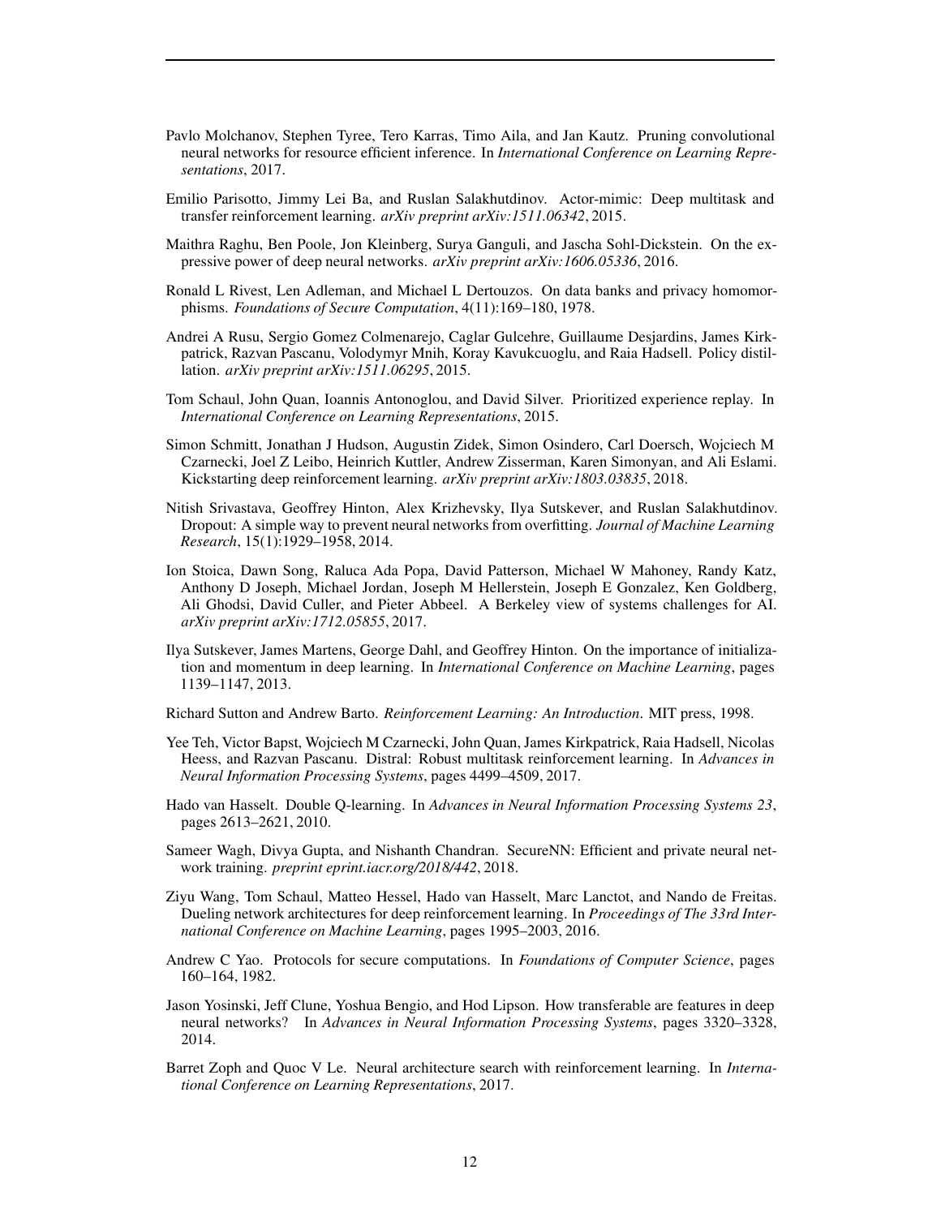Pavlo Molchanov, Stephen Tyree, Tero Karras, Timo Aila, and Jan Kautz. Pruning convolutional neural networks for resource efficient inference. In *International Conference on Learning Representations*, 2017.

Emilio Parisotto, Jimmy Lei Ba, and Ruslan Salakhutdinov. Actor-mimic: Deep multitask and transfer reinforcement learning. *arXiv preprint arXiv:1511.06342*, 2015.

Maithra Raghu, Ben Poole, Jon Kleinberg, Surya Ganguli, and Jascha Sohl-Dickstein. On the expressive power of deep neural networks. *arXiv preprint arXiv:1606.05336*, 2016.

Ronald L Rivest, Len Adleman, and Michael L Dertouzos. On data banks and privacy homomorphisms. *Foundations of Secure Computation*, 4(11):169–180, 1978.

Andrei A Rusu, Sergio Gomez Colmenarejo, Caglar Gulcehre, Guillaume Desjardins, James Kirkpatrick, Razvan Pascanu, Volodymyr Mnih, Koray Kavukcuoglu, and Raia Hadsell. Policy distillation. *arXiv preprint arXiv:1511.06295*, 2015.

Tom Schaul, John Quan, Ioannis Antonoglou, and David Silver. Prioritized experience replay. In *International Conference on Learning Representations*, 2015.

Simon Schmitt, Jonathan J Hudson, Augustin Zidek, Simon Osindero, Carl Doersch, Wojciech M Czarnecki, Joel Z Leibo, Heinrich Kuttler, Andrew Zisserman, Karen Simonyan, and Ali Eslami. Kickstarting deep reinforcement learning. *arXiv preprint arXiv:1803.03835*, 2018.

Nitish Srivastava, Geoffrey Hinton, Alex Krizhevsky, Ilya Sutskever, and Ruslan Salakhutdinov. Dropout: A simple way to prevent neural networks from overfitting. *Journal of Machine Learning Research*, 15(1):1929–1958, 2014.

Ion Stoica, Dawn Song, Raluca Ada Popa, David Patterson, Michael W Mahoney, Randy Katz, Anthony D Joseph, Michael Jordan, Joseph M Hellerstein, Joseph E Gonzalez, Ken Goldberg, Ali Ghodsi, David Culler, and Pieter Abbeel. A Berkeley view of systems challenges for AI. *arXiv preprint arXiv:1712.05855*, 2017.

Ilya Sutskever, James Martens, George Dahl, and Geoffrey Hinton. On the importance of initialization and momentum in deep learning. In *International Conference on Machine Learning*, pages 1139–1147, 2013.

Richard Sutton and Andrew Barto. *Reinforcement Learning: An Introduction*. MIT press, 1998.

Yee Teh, Victor Bapst, Wojciech M Czarnecki, John Quan, James Kirkpatrick, Raia Hadsell, Nicolas Heess, and Razvan Pascanu. Distral: Robust multitask reinforcement learning. In *Advances in Neural Information Processing Systems*, pages 4499–4509, 2017.

Hado van Hasselt. Double Q-learning. In *Advances in Neural Information Processing Systems 23*, pages 2613–2621, 2010.

Sameer Wagh, Divya Gupta, and Nishanth Chandran. SecureNN: Efficient and private neural network training. *preprint eprint.iacr.org/2018/442*, 2018.

Ziyu Wang, Tom Schaul, Matteo Hessel, Hado van Hasselt, Marc Lanctot, and Nando de Freitas. Dueling network architectures for deep reinforcement learning. In *Proceedings of The 33rd International Conference on Machine Learning*, pages 1995–2003, 2016.

Andrew C Yao. Protocols for secure computations. In *Foundations of Computer Science*, pages 160–164, 1982.

Jason Yosinski, Jeff Clune, Yoshua Bengio, and Hod Lipson. How transferable are features in deep neural networks? In *Advances in Neural Information Processing Systems*, pages 3320–3328, 2014.

Barret Zoph and Quoc V Le. Neural architecture search with reinforcement learning. In *International Conference on Learning Representations*, 2017.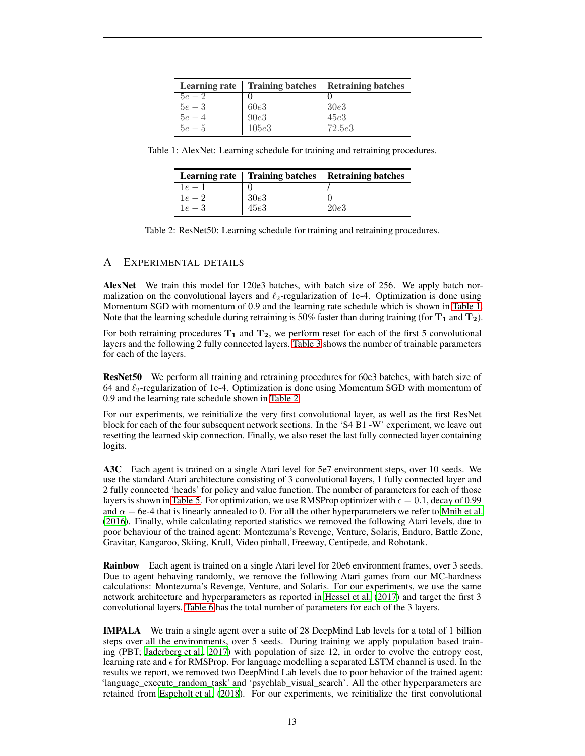| Learning rate | Training batches | Retraining batches |
|---|---|---|
| $5e-2$ | $0$ | $0$ |
| $5e-3$ | $60e3$ | $30e3$ |
| $5e-4$ | $90e3$ | $45e3$ |
| $5e-5$ | $105e3$ | $72.5e3$ |

Table 1: AlexNet: Learning schedule for training and retraining procedures.

| Learning rate | Training batches | Retraining batches |
|---|---|---|
| $1e-1$ | $0$ | / |
| $1e-2$ | $30e3$ | $0$ |
| $1e-3$ | $45e3$ | $20e3$ |

Table 2: ResNet50: Learning schedule for training and retraining procedures.

## A Experimental details

**AlexNet** We train this model for 120e3 batches, with batch size of 256. We apply batch normalization on the convolutional layers and $\ell_2$-regularization of 1e-4. Optimization is done using Momentum SGD with momentum of 0.9 and the learning rate schedule which is shown in Table 1. Note that the learning schedule during retraining is 50% faster than during training (for $\mathbf{T_1}$ and $\mathbf{T_2}$).

For both retraining procedures $\mathbf{T_1}$ and $\mathbf{T_2}$, we perform reset for each of the first 5 convolutional layers and the following 2 fully connected layers. Table 3 shows the number of trainable parameters for each of the layers.

**ResNet50** We perform all training and retraining procedures for 60e3 batches, with batch size of 64 and $\ell_2$-regularization of 1e-4. Optimization is done using Momentum SGD with momentum of 0.9 and the learning rate schedule shown in Table 2.

For our experiments, we reinitialize the very first convolutional layer, as well as the first ResNet block for each of the four subsequent network sections. In the 'S4 B1 -W' experiment, we leave out resetting the learned skip connection. Finally, we also reset the last fully connected layer containing logits.

**A3C** Each agent is trained on a single Atari level for 5e7 environment steps, over 10 seeds. We use the standard Atari architecture consisting of 3 convolutional layers, 1 fully connected layer and 2 fully connected 'heads' for policy and value function. The number of parameters for each of those layers is shown in Table 5. For optimization, we use RMSProp optimizer with $\epsilon = 0.1$, decay of 0.99 and $\alpha$ = 6e-4 that is linearly annealed to 0. For all the other hyperparameters we refer to Mnih et al. (2016). Finally, while calculating reported statistics we removed the following Atari levels, due to poor behaviour of the trained agent: Montezuma's Revenge, Venture, Solaris, Enduro, Battle Zone, Gravitar, Kangaroo, Skiing, Krull, Video pinball, Freeway, Centipede, and Robotank.

**Rainbow** Each agent is trained on a single Atari level for 20e6 environment frames, over 3 seeds. Due to agent behaving randomly, we remove the following Atari games from our MC-hardness calculations: Montezuma's Revenge, Venture, and Solaris. For our experiments, we use the same network architecture and hyperparameters as reported in Hessel et al. (2017) and target the first 3 convolutional layers. Table 6 has the total number of parameters for each of the 3 layers.

**IMPALA** We train a single agent over a suite of 28 DeepMind Lab levels for a total of 1 billion steps over all the environments, over 5 seeds. During training we apply population based training (PBT; Jaderberg et al., 2017) with population of size 12, in order to evolve the entropy cost, learning rate and $\epsilon$ for RMSProp. For language modelling a separated LSTM channel is used. In the results we report, we removed two DeepMind Lab levels due to poor behavior of the trained agent: 'language_execute_random_task' and 'psychlab_visual_search'. All the other hyperparameters are retained from Espeholt et al. (2018). For our experiments, we reinitialize the first convolutional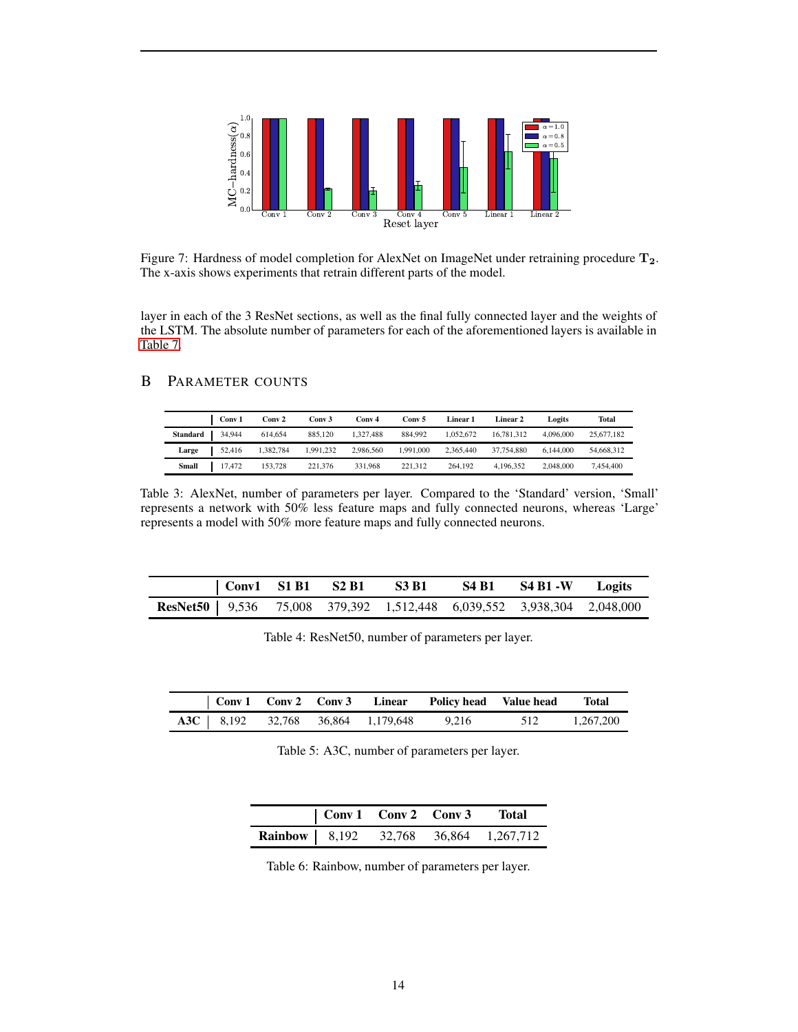Figure 7: Hardness of model completion for AlexNet on ImageNet under retraining procedure $\mathbf{T_2}$. The x-axis shows experiments that retrain different parts of the model.

layer in each of the 3 ResNet sections, as well as the final fully connected layer and the weights of the LSTM. The absolute number of parameters for each of the aforementioned layers is available in Table 7.

# B Parameter counts

| | Conv 1 | Conv 2 | Conv 3 | Conv 4 | Conv 5 | Linear 1 | Linear 2 | Logits | Total |
|---|---|---|---|---|---|---|---|---|---|
| **Standard** | 34,944 | 614,654 | 885,120 | 1,327,488 | 884,992 | 1,052,672 | 16,781,312 | 4,096,000 | 25,677,182 |
| **Large** | 52,416 | 1,382,784 | 1,991,232 | 2,986,560 | 1,991,000 | 2,365,440 | 37,754,880 | 6,144,000 | 54,668,312 |
| **Small** | 17,472 | 153,728 | 221,376 | 331,968 | 221,312 | 264,192 | 4,196,352 | 2,048,000 | 7,454,400 |

Table 3: AlexNet, number of parameters per layer. Compared to the 'Standard' version, 'Small' represents a network with 50% less feature maps and fully connected neurons, whereas 'Large' represents a model with 50% more feature maps and fully connected neurons.

| | Conv1 | S1 B1 | S2 B1 | S3 B1 | S4 B1 | S4 B1 -W | Logits |
|---|---|---|---|---|---|---|---|
| **ResNet50** | 9,536 | 75,008 | 379,392 | 1,512,448 | 6,039,552 | 3,938,304 | 2,048,000 |

Table 4: ResNet50, number of parameters per layer.

| | Conv 1 | Conv 2 | Conv 3 | Linear | Policy head | Value head | Total |
|---|---|---|---|---|---|---|---|
| **A3C** | 8,192 | 32,768 | 36,864 | 1,179,648 | 9,216 | 512 | 1,267,200 |

Table 5: A3C, number of parameters per layer.

| | Conv 1 | Conv 2 | Conv 3 | Total |
|---|---|---|---|---|
| **Rainbow** | 8,192 | 32,768 | 36,864 | 1,267,712 |

Table 6: Rainbow, number of parameters per layer.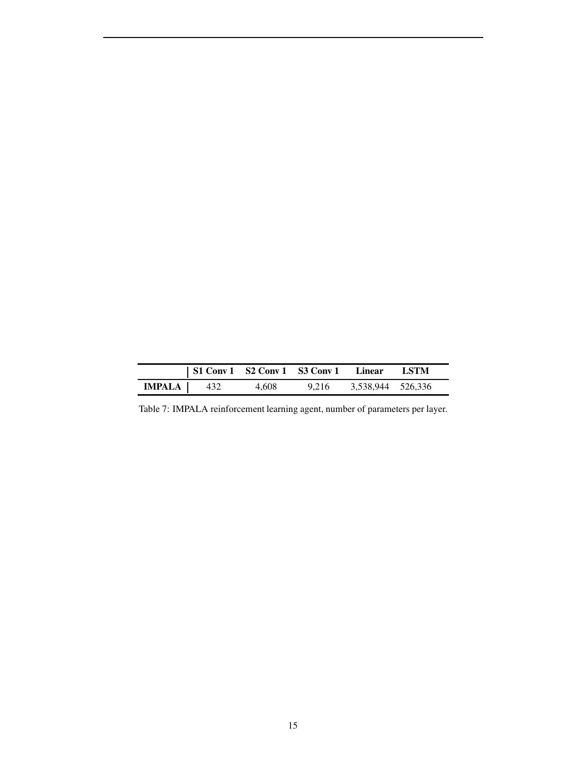| | S1 Conv 1 | S2 Conv 1 | S3 Conv 1 | Linear | LSTM |
|---|---|---|---|---|---|
| **IMPALA** | 432 | 4,608 | 9,216 | 3,538,944 | 526,336 |

Table 7: IMPALA reinforcement learning agent, number of parameters per layer.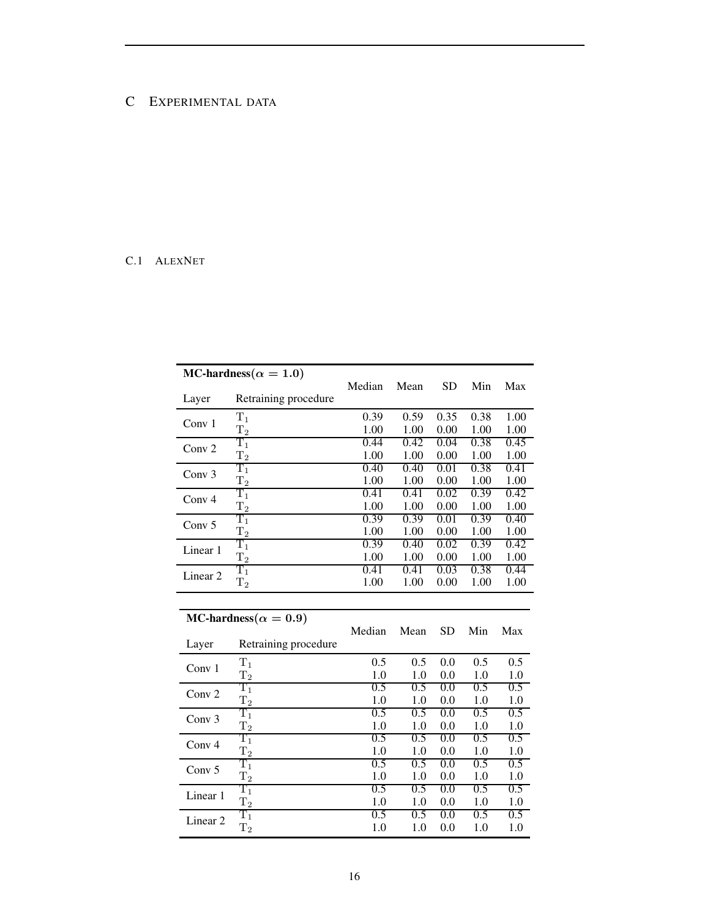## C EXPERIMENTAL DATA

### C.1 ALEXNET

| **MC-hardness($\alpha = 1.0$)** | | | | | | |
|---|---|---|---|---|---|---|
| Layer | Retraining procedure | Median | Mean | SD | Min | Max |
| Conv 1 | $T_1$ | 0.39 | 0.59 | 0.35 | 0.38 | 1.00 |
| | $T_2$ | 1.00 | 1.00 | 0.00 | 1.00 | 1.00 |
| Conv 2 | $T_1$ | 0.44 | 0.42 | 0.04 | 0.38 | 0.45 |
| | $T_2$ | 1.00 | 1.00 | 0.00 | 1.00 | 1.00 |
| Conv 3 | $T_1$ | 0.40 | 0.40 | 0.01 | 0.38 | 0.41 |
| | $T_2$ | 1.00 | 1.00 | 0.00 | 1.00 | 1.00 |
| Conv 4 | $T_1$ | 0.41 | 0.41 | 0.02 | 0.39 | 0.42 |
| | $T_2$ | 1.00 | 1.00 | 0.00 | 1.00 | 1.00 |
| Conv 5 | $T_1$ | 0.39 | 0.39 | 0.01 | 0.39 | 0.40 |
| | $T_2$ | 1.00 | 1.00 | 0.00 | 1.00 | 1.00 |
| Linear 1 | $T_1$ | 0.39 | 0.40 | 0.02 | 0.39 | 0.42 |
| | $T_2$ | 1.00 | 1.00 | 0.00 | 1.00 | 1.00 |
| Linear 2 | $T_1$ | 0.41 | 0.41 | 0.03 | 0.38 | 0.44 |
| | $T_2$ | 1.00 | 1.00 | 0.00 | 1.00 | 1.00 |

| **MC-hardness($\alpha = 0.9$)** | | | | | | |
|---|---|---|---|---|---|---|
| Layer | Retraining procedure | Median | Mean | SD | Min | Max |
| Conv 1 | $T_1$ | 0.5 | 0.5 | 0.0 | 0.5 | 0.5 |
| | $T_2$ | 1.0 | 1.0 | 0.0 | 1.0 | 1.0 |
| Conv 2 | $T_1$ | 0.5 | 0.5 | 0.0 | 0.5 | 0.5 |
| | $T_2$ | 1.0 | 1.0 | 0.0 | 1.0 | 1.0 |
| Conv 3 | $T_1$ | 0.5 | 0.5 | 0.0 | 0.5 | 0.5 |
| | $T_2$ | 1.0 | 1.0 | 0.0 | 1.0 | 1.0 |
| Conv 4 | $T_1$ | 0.5 | 0.5 | 0.0 | 0.5 | 0.5 |
| | $T_2$ | 1.0 | 1.0 | 0.0 | 1.0 | 1.0 |
| Conv 5 | $T_1$ | 0.5 | 0.5 | 0.0 | 0.5 | 0.5 |
| | $T_2$ | 1.0 | 1.0 | 0.0 | 1.0 | 1.0 |
| Linear 1 | $T_1$ | 0.5 | 0.5 | 0.0 | 0.5 | 0.5 |
| | $T_2$ | 1.0 | 1.0 | 0.0 | 1.0 | 1.0 |
| Linear 2 | $T_1$ | 0.5 | 0.5 | 0.0 | 0.5 | 0.5 |
| | $T_2$ | 1.0 | 1.0 | 0.0 | 1.0 | 1.0 |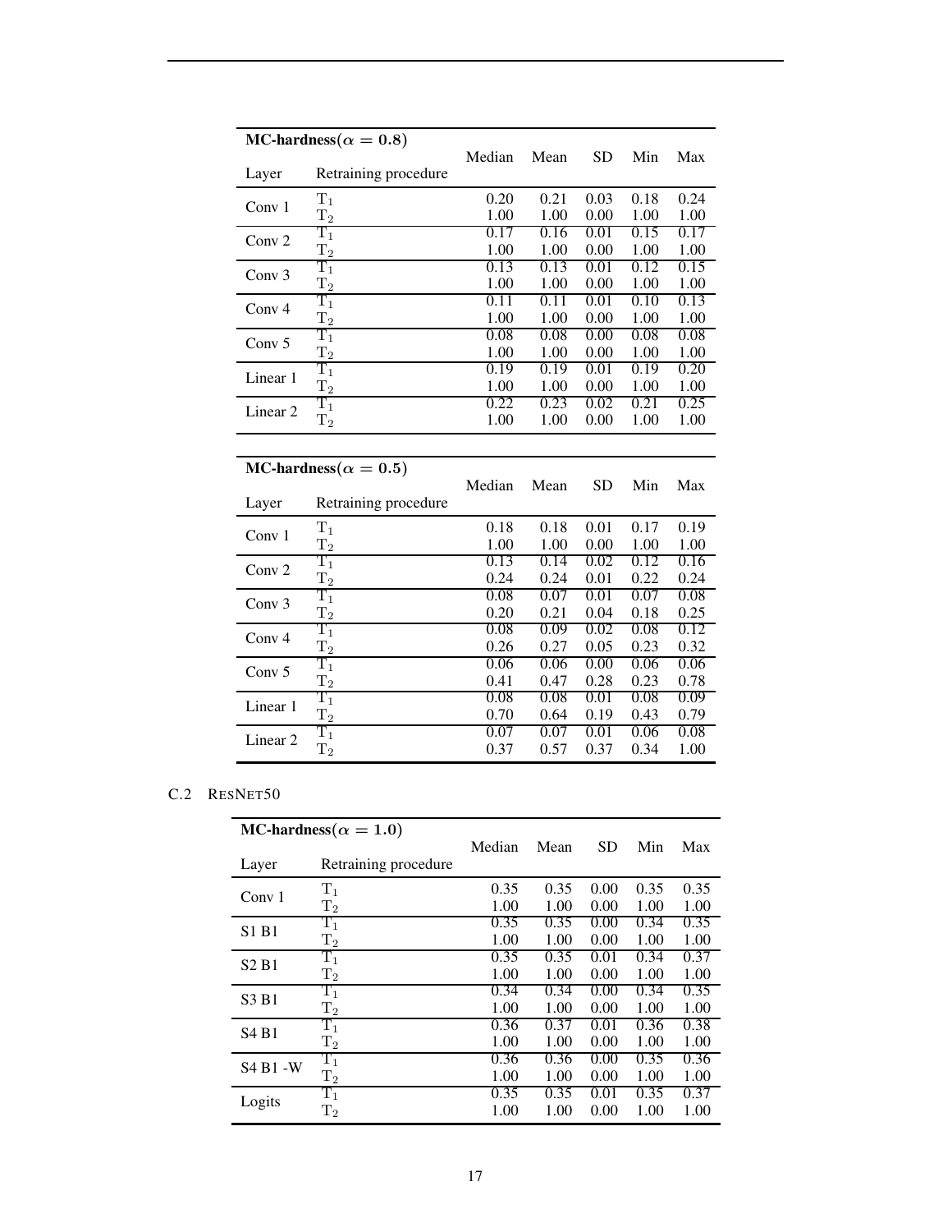| MC-hardness($\alpha = 0.8$) | | Median | Mean | SD | Min | Max |
|---|---|---|---|---|---|---|
| Layer | Retraining procedure | | | | | |
| Conv 1 | $T_1$ | 0.20 | 0.21 | 0.03 | 0.18 | 0.24 |
| | $T_2$ | 1.00 | 1.00 | 0.00 | 1.00 | 1.00 |
| Conv 2 | $T_1$ | 0.17 | 0.16 | 0.01 | 0.15 | 0.17 |
| | $T_2$ | 1.00 | 1.00 | 0.00 | 1.00 | 1.00 |
| Conv 3 | $T_1$ | 0.13 | 0.13 | 0.01 | 0.12 | 0.15 |
| | $T_2$ | 1.00 | 1.00 | 0.00 | 1.00 | 1.00 |
| Conv 4 | $T_1$ | 0.11 | 0.11 | 0.01 | 0.10 | 0.13 |
| | $T_2$ | 1.00 | 1.00 | 0.00 | 1.00 | 1.00 |
| Conv 5 | $T_1$ | 0.08 | 0.08 | 0.00 | 0.08 | 0.08 |
| | $T_2$ | 1.00 | 1.00 | 0.00 | 1.00 | 1.00 |
| Linear 1 | $T_1$ | 0.19 | 0.19 | 0.01 | 0.19 | 0.20 |
| | $T_2$ | 1.00 | 1.00 | 0.00 | 1.00 | 1.00 |
| Linear 2 | $T_1$ | 0.22 | 0.23 | 0.02 | 0.21 | 0.25 |
| | $T_2$ | 1.00 | 1.00 | 0.00 | 1.00 | 1.00 |

| MC-hardness($\alpha = 0.5$) | | Median | Mean | SD | Min | Max |
|---|---|---|---|---|---|---|
| Layer | Retraining procedure | | | | | |
| Conv 1 | $T_1$ | 0.18 | 0.18 | 0.01 | 0.17 | 0.19 |
| | $T_2$ | 1.00 | 1.00 | 0.00 | 1.00 | 1.00 |
| Conv 2 | $T_1$ | 0.13 | 0.14 | 0.02 | 0.12 | 0.16 |
| | $T_2$ | 0.24 | 0.24 | 0.01 | 0.22 | 0.24 |
| Conv 3 | $T_1$ | 0.08 | 0.07 | 0.01 | 0.07 | 0.08 |
| | $T_2$ | 0.20 | 0.21 | 0.04 | 0.18 | 0.25 |
| Conv 4 | $T_1$ | 0.08 | 0.09 | 0.02 | 0.08 | 0.12 |
| | $T_2$ | 0.26 | 0.27 | 0.05 | 0.23 | 0.32 |
| Conv 5 | $T_1$ | 0.06 | 0.06 | 0.00 | 0.06 | 0.06 |
| | $T_2$ | 0.41 | 0.47 | 0.28 | 0.23 | 0.78 |
| Linear 1 | $T_1$ | 0.08 | 0.08 | 0.01 | 0.08 | 0.09 |
| | $T_2$ | 0.70 | 0.64 | 0.19 | 0.43 | 0.79 |
| Linear 2 | $T_1$ | 0.07 | 0.07 | 0.01 | 0.06 | 0.08 |
| | $T_2$ | 0.37 | 0.57 | 0.37 | 0.34 | 1.00 |

### C.2 ResNet50

| MC-hardness($\alpha = 1.0$) | | Median | Mean | SD | Min | Max |
|---|---|---|---|---|---|---|
| Layer | Retraining procedure | | | | | |
| Conv 1 | $T_1$ | 0.35 | 0.35 | 0.00 | 0.35 | 0.35 |
| | $T_2$ | 1.00 | 1.00 | 0.00 | 1.00 | 1.00 |
| S1 B1 | $T_1$ | 0.35 | 0.35 | 0.00 | 0.34 | 0.35 |
| | $T_2$ | 1.00 | 1.00 | 0.00 | 1.00 | 1.00 |
| S2 B1 | $T_1$ | 0.35 | 0.35 | 0.01 | 0.34 | 0.37 |
| | $T_2$ | 1.00 | 1.00 | 0.00 | 1.00 | 1.00 |
| S3 B1 | $T_1$ | 0.34 | 0.34 | 0.00 | 0.34 | 0.35 |
| | $T_2$ | 1.00 | 1.00 | 0.00 | 1.00 | 1.00 |
| S4 B1 | $T_1$ | 0.36 | 0.37 | 0.01 | 0.36 | 0.38 |
| | $T_2$ | 1.00 | 1.00 | 0.00 | 1.00 | 1.00 |
| S4 B1 -W | $T_1$ | 0.36 | 0.36 | 0.00 | 0.35 | 0.36 |
| | $T_2$ | 1.00 | 1.00 | 0.00 | 1.00 | 1.00 |
| Logits | $T_1$ | 0.35 | 0.35 | 0.01 | 0.35 | 0.37 |
| | $T_2$ | 1.00 | 1.00 | 0.00 | 1.00 | 1.00 |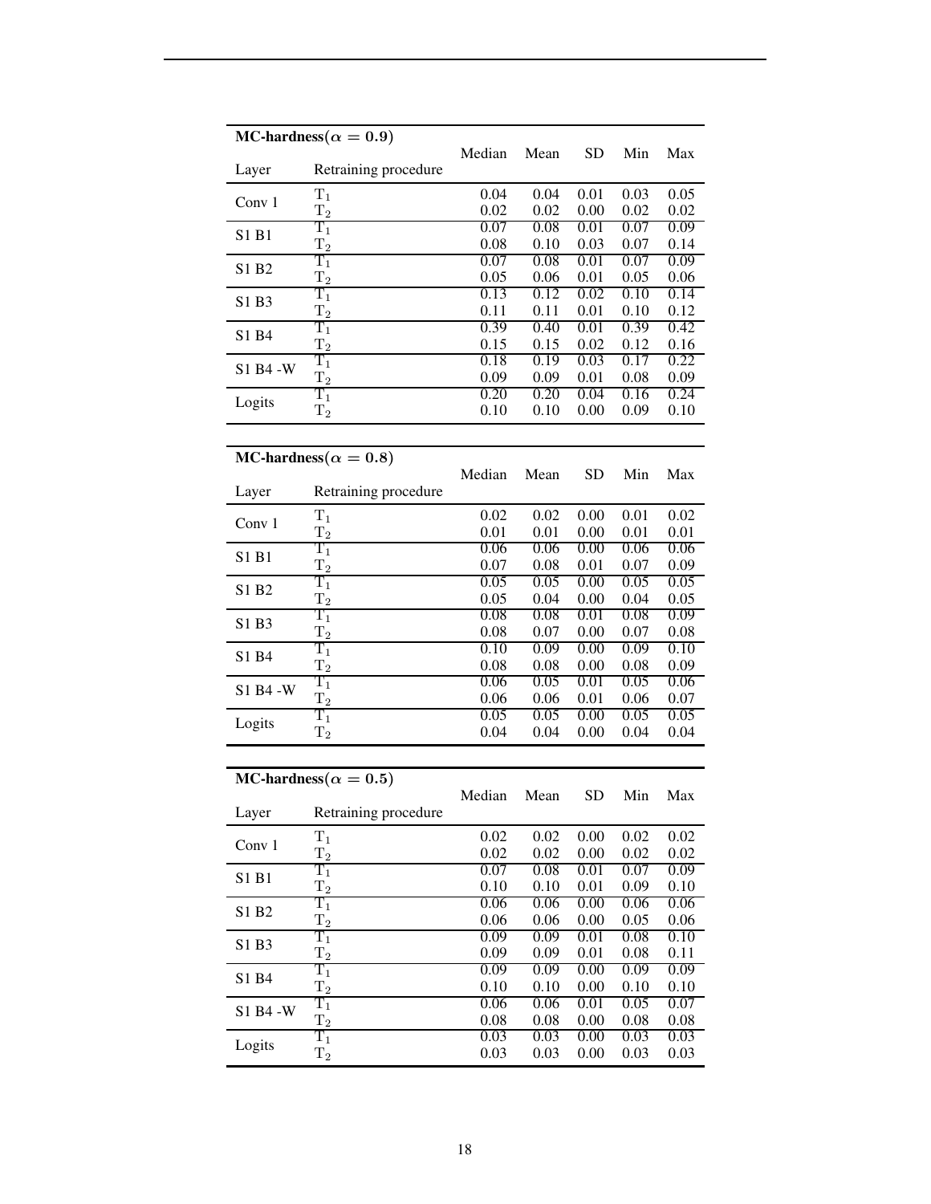| **MC-hardness($\alpha = 0.9$)** | | | | | | |
|---|---|---|---|---|---|---|
| Layer | Retraining procedure | Median | Mean | SD | Min | Max |
| Conv 1 | $T_1$ | 0.04 | 0.04 | 0.01 | 0.03 | 0.05 |
| | $T_2$ | 0.02 | 0.02 | 0.00 | 0.02 | 0.02 |
| S1 B1 | $T_1$ | 0.07 | 0.08 | 0.01 | 0.07 | 0.09 |
| | $T_2$ | 0.08 | 0.10 | 0.03 | 0.07 | 0.14 |
| S1 B2 | $T_1$ | 0.07 | 0.08 | 0.01 | 0.07 | 0.09 |
| | $T_2$ | 0.05 | 0.06 | 0.01 | 0.05 | 0.06 |
| S1 B3 | $T_1$ | 0.13 | 0.12 | 0.02 | 0.10 | 0.14 |
| | $T_2$ | 0.11 | 0.11 | 0.01 | 0.10 | 0.12 |
| S1 B4 | $T_1$ | 0.39 | 0.40 | 0.01 | 0.39 | 0.42 |
| | $T_2$ | 0.15 | 0.15 | 0.02 | 0.12 | 0.16 |
| S1 B4 -W | $T_1$ | 0.18 | 0.19 | 0.03 | 0.17 | 0.22 |
| | $T_2$ | 0.09 | 0.09 | 0.01 | 0.08 | 0.09 |
| Logits | $T_1$ | 0.20 | 0.20 | 0.04 | 0.16 | 0.24 |
| | $T_2$ | 0.10 | 0.10 | 0.00 | 0.09 | 0.10 |

| **MC-hardness($\alpha = 0.8$)** | | | | | | |
|---|---|---|---|---|---|---|
| Layer | Retraining procedure | Median | Mean | SD | Min | Max |
| Conv 1 | $T_1$ | 0.02 | 0.02 | 0.00 | 0.01 | 0.02 |
| | $T_2$ | 0.01 | 0.01 | 0.00 | 0.01 | 0.01 |
| S1 B1 | $T_1$ | 0.06 | 0.06 | 0.00 | 0.06 | 0.06 |
| | $T_2$ | 0.07 | 0.08 | 0.01 | 0.07 | 0.09 |
| S1 B2 | $T_1$ | 0.05 | 0.05 | 0.00 | 0.05 | 0.05 |
| | $T_2$ | 0.05 | 0.04 | 0.00 | 0.04 | 0.05 |
| S1 B3 | $T_1$ | 0.08 | 0.08 | 0.01 | 0.08 | 0.09 |
| | $T_2$ | 0.08 | 0.07 | 0.00 | 0.07 | 0.08 |
| S1 B4 | $T_1$ | 0.10 | 0.09 | 0.00 | 0.09 | 0.10 |
| | $T_2$ | 0.08 | 0.08 | 0.00 | 0.08 | 0.09 |
| S1 B4 -W | $T_1$ | 0.06 | 0.05 | 0.01 | 0.05 | 0.06 |
| | $T_2$ | 0.06 | 0.06 | 0.01 | 0.06 | 0.07 |
| Logits | $T_1$ | 0.05 | 0.05 | 0.00 | 0.05 | 0.05 |
| | $T_2$ | 0.04 | 0.04 | 0.00 | 0.04 | 0.04 |

| **MC-hardness($\alpha = 0.5$)** | | | | | | |
|---|---|---|---|---|---|---|
| Layer | Retraining procedure | Median | Mean | SD | Min | Max |
| Conv 1 | $T_1$ | 0.02 | 0.02 | 0.00 | 0.02 | 0.02 |
| | $T_2$ | 0.02 | 0.02 | 0.00 | 0.02 | 0.02 |
| S1 B1 | $T_1$ | 0.07 | 0.08 | 0.01 | 0.07 | 0.09 |
| | $T_2$ | 0.10 | 0.10 | 0.01 | 0.09 | 0.10 |
| S1 B2 | $T_1$ | 0.06 | 0.06 | 0.00 | 0.06 | 0.06 |
| | $T_2$ | 0.06 | 0.06 | 0.00 | 0.05 | 0.06 |
| S1 B3 | $T_1$ | 0.09 | 0.09 | 0.01 | 0.08 | 0.10 |
| | $T_2$ | 0.09 | 0.09 | 0.01 | 0.08 | 0.11 |
| S1 B4 | $T_1$ | 0.09 | 0.09 | 0.00 | 0.09 | 0.09 |
| | $T_2$ | 0.10 | 0.10 | 0.00 | 0.10 | 0.10 |
| S1 B4 -W | $T_1$ | 0.06 | 0.06 | 0.01 | 0.05 | 0.07 |
| | $T_2$ | 0.08 | 0.08 | 0.00 | 0.08 | 0.08 |
| Logits | $T_1$ | 0.03 | 0.03 | 0.00 | 0.03 | 0.03 |
| | $T_2$ | 0.03 | 0.03 | 0.00 | 0.03 | 0.03 |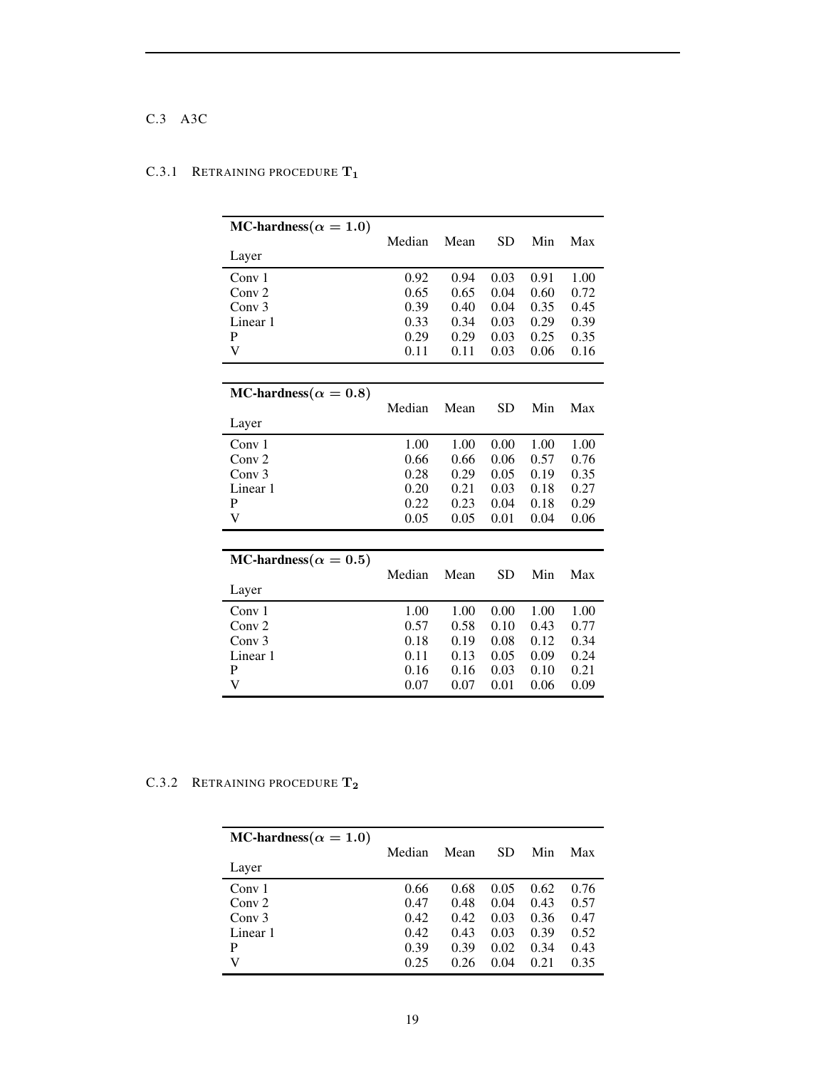### C.3 A3C

#### C.3.1 Retraining procedure $\mathbf{T_1}$

| MC-hardness($\alpha = 1.0$)<br>Layer | Median | Mean | SD | Min | Max |
|---|---|---|---|---|---|
| Conv 1 | 0.92 | 0.94 | 0.03 | 0.91 | 1.00 |
| Conv 2 | 0.65 | 0.65 | 0.04 | 0.60 | 0.72 |
| Conv 3 | 0.39 | 0.40 | 0.04 | 0.35 | 0.45 |
| Linear 1 | 0.33 | 0.34 | 0.03 | 0.29 | 0.39 |
| P | 0.29 | 0.29 | 0.03 | 0.25 | 0.35 |
| V | 0.11 | 0.11 | 0.03 | 0.06 | 0.16 |

| MC-hardness($\alpha = 0.8$)<br>Layer | Median | Mean | SD | Min | Max |
|---|---|---|---|---|---|
| Conv 1 | 1.00 | 1.00 | 0.00 | 1.00 | 1.00 |
| Conv 2 | 0.66 | 0.66 | 0.06 | 0.57 | 0.76 |
| Conv 3 | 0.28 | 0.29 | 0.05 | 0.19 | 0.35 |
| Linear 1 | 0.20 | 0.21 | 0.03 | 0.18 | 0.27 |
| P | 0.22 | 0.23 | 0.04 | 0.18 | 0.29 |
| V | 0.05 | 0.05 | 0.01 | 0.04 | 0.06 |

| MC-hardness($\alpha = 0.5$)<br>Layer | Median | Mean | SD | Min | Max |
|---|---|---|---|---|---|
| Conv 1 | 1.00 | 1.00 | 0.00 | 1.00 | 1.00 |
| Conv 2 | 0.57 | 0.58 | 0.10 | 0.43 | 0.77 |
| Conv 3 | 0.18 | 0.19 | 0.08 | 0.12 | 0.34 |
| Linear 1 | 0.11 | 0.13 | 0.05 | 0.09 | 0.24 |
| P | 0.16 | 0.16 | 0.03 | 0.10 | 0.21 |
| V | 0.07 | 0.07 | 0.01 | 0.06 | 0.09 |

#### C.3.2 Retraining procedure $\mathbf{T_2}$

| MC-hardness($\alpha = 1.0$)<br>Layer | Median | Mean | SD | Min | Max |
|---|---|---|---|---|---|
| Conv 1 | 0.66 | 0.68 | 0.05 | 0.62 | 0.76 |
| Conv 2 | 0.47 | 0.48 | 0.04 | 0.43 | 0.57 |
| Conv 3 | 0.42 | 0.42 | 0.03 | 0.36 | 0.47 |
| Linear 1 | 0.42 | 0.43 | 0.03 | 0.39 | 0.52 |
| P | 0.39 | 0.39 | 0.02 | 0.34 | 0.43 |
| V | 0.25 | 0.26 | 0.04 | 0.21 | 0.35 |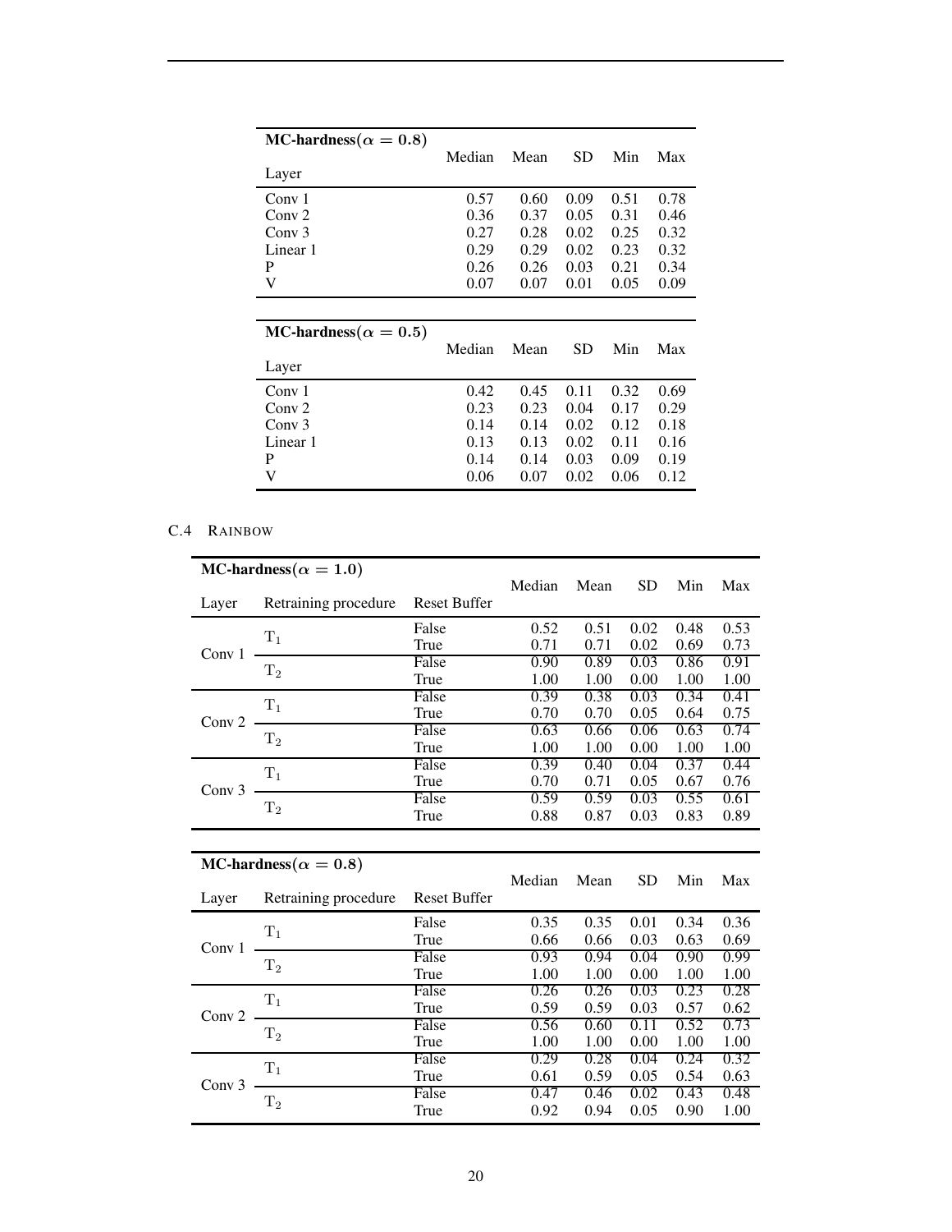| MC-hardness($\alpha = 0.8$) Layer | Median | Mean | SD | Min | Max |
|---|---|---|---|---|---|
| Conv 1 | 0.57 | 0.60 | 0.09 | 0.51 | 0.78 |
| Conv 2 | 0.36 | 0.37 | 0.05 | 0.31 | 0.46 |
| Conv 3 | 0.27 | 0.28 | 0.02 | 0.25 | 0.32 |
| Linear 1 | 0.29 | 0.29 | 0.02 | 0.23 | 0.32 |
| P | 0.26 | 0.26 | 0.03 | 0.21 | 0.34 |
| V | 0.07 | 0.07 | 0.01 | 0.05 | 0.09 |

| MC-hardness($\alpha = 0.5$) Layer | Median | Mean | SD | Min | Max |
|---|---|---|---|---|---|
| Conv 1 | 0.42 | 0.45 | 0.11 | 0.32 | 0.69 |
| Conv 2 | 0.23 | 0.23 | 0.04 | 0.17 | 0.29 |
| Conv 3 | 0.14 | 0.14 | 0.02 | 0.12 | 0.18 |
| Linear 1 | 0.13 | 0.13 | 0.02 | 0.11 | 0.16 |
| P | 0.14 | 0.14 | 0.03 | 0.09 | 0.19 |
| V | 0.06 | 0.07 | 0.02 | 0.06 | 0.12 |

## C.4 Rainbow

| MC-hardness($\alpha = 1.0$) Layer | Retraining procedure | Reset Buffer | Median | Mean | SD | Min | Max |
|---|---|---|---|---|---|---|---|
| Conv 1 | $T_1$ | False | 0.52 | 0.51 | 0.02 | 0.48 | 0.53 |
| | | True | 0.71 | 0.71 | 0.02 | 0.69 | 0.73 |
| | $T_2$ | False | 0.90 | 0.89 | 0.03 | 0.86 | 0.91 |
| | | True | 1.00 | 1.00 | 0.00 | 1.00 | 1.00 |
| Conv 2 | $T_1$ | False | 0.39 | 0.38 | 0.03 | 0.34 | 0.41 |
| | | True | 0.70 | 0.70 | 0.05 | 0.64 | 0.75 |
| | $T_2$ | False | 0.63 | 0.66 | 0.06 | 0.63 | 0.74 |
| | | True | 1.00 | 1.00 | 0.00 | 1.00 | 1.00 |
| Conv 3 | $T_1$ | False | 0.39 | 0.40 | 0.04 | 0.37 | 0.44 |
| | | True | 0.70 | 0.71 | 0.05 | 0.67 | 0.76 |
| | $T_2$ | False | 0.59 | 0.59 | 0.03 | 0.55 | 0.61 |
| | | True | 0.88 | 0.87 | 0.03 | 0.83 | 0.89 |

| MC-hardness($\alpha = 0.8$) Layer | Retraining procedure | Reset Buffer | Median | Mean | SD | Min | Max |
|---|---|---|---|---|---|---|---|
| Conv 1 | $T_1$ | False | 0.35 | 0.35 | 0.01 | 0.34 | 0.36 |
| | | True | 0.66 | 0.66 | 0.03 | 0.63 | 0.69 |
| | $T_2$ | False | 0.93 | 0.94 | 0.04 | 0.90 | 0.99 |
| | | True | 1.00 | 1.00 | 0.00 | 1.00 | 1.00 |
| Conv 2 | $T_1$ | False | 0.26 | 0.26 | 0.03 | 0.23 | 0.28 |
| | | True | 0.59 | 0.59 | 0.03 | 0.57 | 0.62 |
| | $T_2$ | False | 0.56 | 0.60 | 0.11 | 0.52 | 0.73 |
| | | True | 1.00 | 1.00 | 0.00 | 1.00 | 1.00 |
| Conv 3 | $T_1$ | False | 0.29 | 0.28 | 0.04 | 0.24 | 0.32 |
| | | True | 0.61 | 0.59 | 0.05 | 0.54 | 0.63 |
| | $T_2$ | False | 0.47 | 0.46 | 0.02 | 0.43 | 0.48 |
| | | True | 0.92 | 0.94 | 0.05 | 0.90 | 1.00 |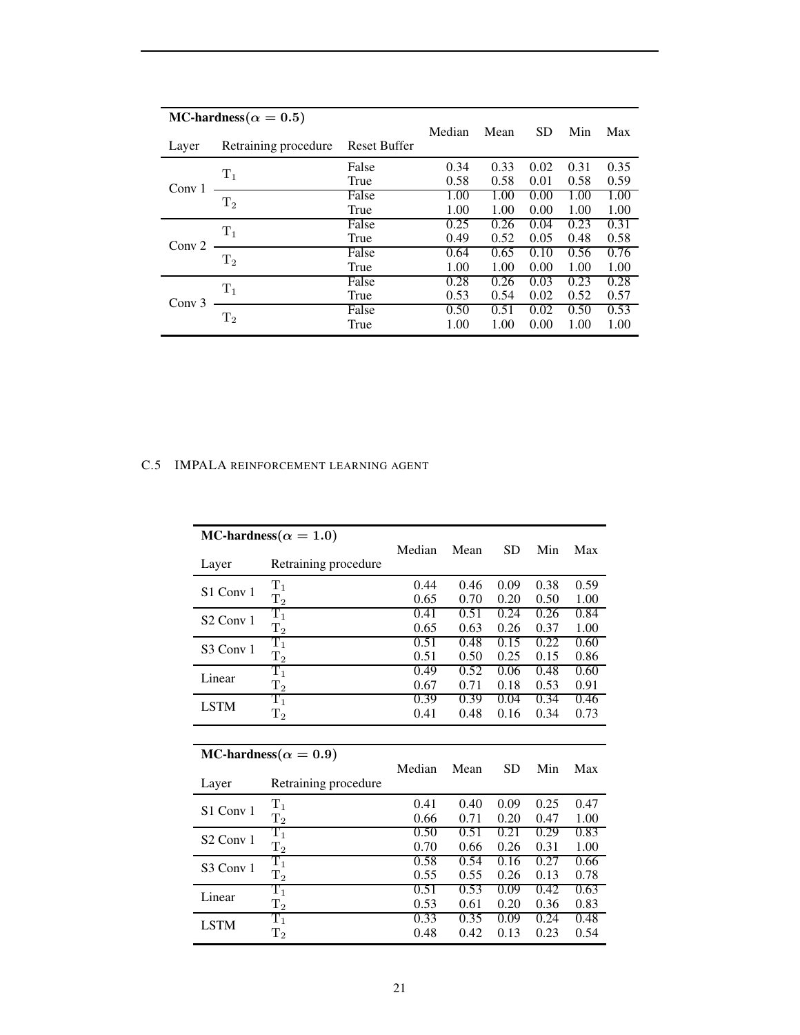| MC-hardness($\alpha = 0.5$) | | | Median | Mean | SD | Min | Max |
|---|---|---|---|---|---|---|---|
| Layer | Retraining procedure | Reset Buffer | | | | | |
| Conv 1 | $T_1$ | False | 0.34 | 0.33 | 0.02 | 0.31 | 0.35 |
| | | True | 0.58 | 0.58 | 0.01 | 0.58 | 0.59 |
| | $T_2$ | False | 1.00 | 1.00 | 0.00 | 1.00 | 1.00 |
| | | True | 1.00 | 1.00 | 0.00 | 1.00 | 1.00 |
| Conv 2 | $T_1$ | False | 0.25 | 0.26 | 0.04 | 0.23 | 0.31 |
| | | True | 0.49 | 0.52 | 0.05 | 0.48 | 0.58 |
| | $T_2$ | False | 0.64 | 0.65 | 0.10 | 0.56 | 0.76 |
| | | True | 1.00 | 1.00 | 0.00 | 1.00 | 1.00 |
| Conv 3 | $T_1$ | False | 0.28 | 0.26 | 0.03 | 0.23 | 0.28 |
| | | True | 0.53 | 0.54 | 0.02 | 0.52 | 0.57 |
| | $T_2$ | False | 0.50 | 0.51 | 0.02 | 0.50 | 0.53 |
| | | True | 1.00 | 1.00 | 0.00 | 1.00 | 1.00 |

### C.5 IMPALA reinforcement learning agent

| MC-hardness($\alpha = 1.0$) | | Median | Mean | SD | Min | Max |
|---|---|---|---|---|---|---|
| Layer | Retraining procedure | | | | | |
| S1 Conv 1 | $T_1$ | 0.44 | 0.46 | 0.09 | 0.38 | 0.59 |
| | $T_2$ | 0.65 | 0.70 | 0.20 | 0.50 | 1.00 |
| S2 Conv 1 | $T_1$ | 0.41 | 0.51 | 0.24 | 0.26 | 0.84 |
| | $T_2$ | 0.65 | 0.63 | 0.26 | 0.37 | 1.00 |
| S3 Conv 1 | $T_1$ | 0.51 | 0.48 | 0.15 | 0.22 | 0.60 |
| | $T_2$ | 0.51 | 0.50 | 0.25 | 0.15 | 0.86 |
| Linear | $T_1$ | 0.49 | 0.52 | 0.06 | 0.48 | 0.60 |
| | $T_2$ | 0.67 | 0.71 | 0.18 | 0.53 | 0.91 |
| LSTM | $T_1$ | 0.39 | 0.39 | 0.04 | 0.34 | 0.46 |
| | $T_2$ | 0.41 | 0.48 | 0.16 | 0.34 | 0.73 |

| MC-hardness($\alpha = 0.9$) | | Median | Mean | SD | Min | Max |
|---|---|---|---|---|---|---|
| Layer | Retraining procedure | | | | | |
| S1 Conv 1 | $T_1$ | 0.41 | 0.40 | 0.09 | 0.25 | 0.47 |
| | $T_2$ | 0.66 | 0.71 | 0.20 | 0.47 | 1.00 |
| S2 Conv 1 | $T_1$ | 0.50 | 0.51 | 0.21 | 0.29 | 0.83 |
| | $T_2$ | 0.70 | 0.66 | 0.26 | 0.31 | 1.00 |
| S3 Conv 1 | $T_1$ | 0.58 | 0.54 | 0.16 | 0.27 | 0.66 |
| | $T_2$ | 0.55 | 0.55 | 0.26 | 0.13 | 0.78 |
| Linear | $T_1$ | 0.51 | 0.53 | 0.09 | 0.42 | 0.63 |
| | $T_2$ | 0.53 | 0.61 | 0.20 | 0.36 | 0.83 |
| LSTM | $T_1$ | 0.33 | 0.35 | 0.09 | 0.24 | 0.48 |
| | $T_2$ | 0.48 | 0.42 | 0.13 | 0.23 | 0.54 |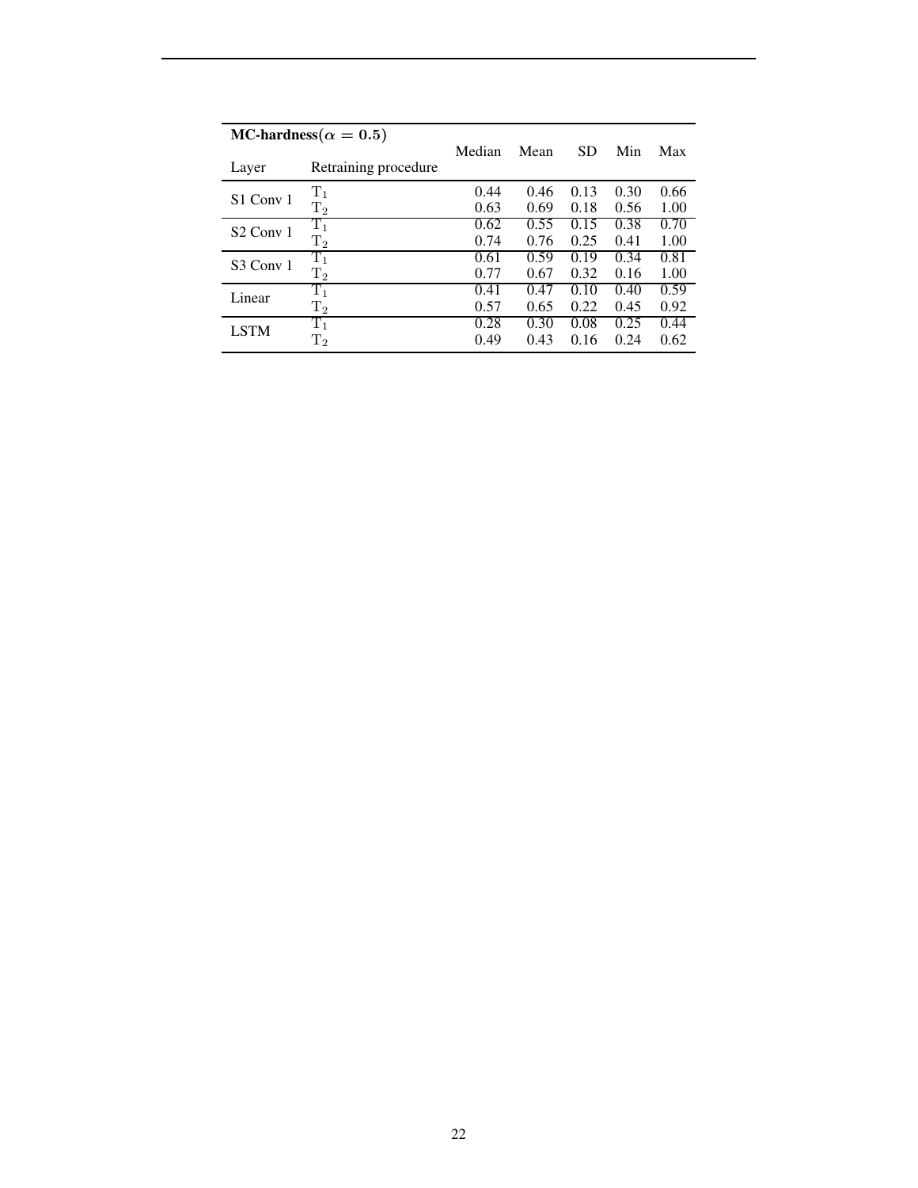| MC-hardness($\alpha = 0.5$) | | | | | | |
|---|---|---|---|---|---|---|
| Layer | Retraining procedure | Median | Mean | SD | Min | Max |
| S1 Conv 1 | $T_1$ | 0.44 | 0.46 | 0.13 | 0.30 | 0.66 |
| | $T_2$ | 0.63 | 0.69 | 0.18 | 0.56 | 1.00 |
| S2 Conv 1 | $T_1$ | 0.62 | 0.55 | 0.15 | 0.38 | 0.70 |
| | $T_2$ | 0.74 | 0.76 | 0.25 | 0.41 | 1.00 |
| S3 Conv 1 | $T_1$ | 0.61 | 0.59 | 0.19 | 0.34 | 0.81 |
| | $T_2$ | 0.77 | 0.67 | 0.32 | 0.16 | 1.00 |
| Linear | $T_1$ | 0.41 | 0.47 | 0.10 | 0.40 | 0.59 |
| | $T_2$ | 0.57 | 0.65 | 0.22 | 0.45 | 0.92 |
| LSTM | $T_1$ | 0.28 | 0.30 | 0.08 | 0.25 | 0.44 |
| | $T_2$ | 0.49 | 0.43 | 0.16 | 0.24 | 0.62 |